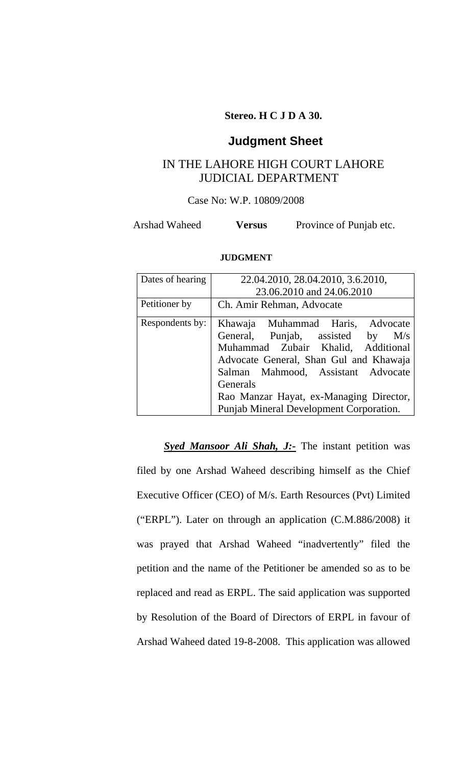**Stereo. H C J D A 30.**

## Judgment Sheet

IN THE LAHORE HIGH COURT LAHORE
JUDICIAL DEPARTMENT

Case No: W.P. 10809/2008

Arshad Waheed **Versus** Province of Punjab etc.

**JUDGMENT**

| Dates of hearing | 22.04.2010, 28.04.2010, 3.6.2010, 23.06.2010 and 24.06.2010 |
|---|---|
| Petitioner by | Ch. Amir Rehman, Advocate |
| Respondents by: | Khawaja Muhammad Haris, Advocate General, Punjab, assisted by M/s Muhammad Zubair Khalid, Additional Advocate General, Shan Gul and Khawaja Salman Mahmood, Assistant Advocate Generals<br>Rao Manzar Hayat, ex-Managing Director, Punjab Mineral Development Corporation. |

***Syed Mansoor Ali Shah, J:-*** The instant petition was filed by one Arshad Waheed describing himself as the Chief Executive Officer (CEO) of M/s. Earth Resources (Pvt) Limited ("ERPL"). Later on through an application (C.M.886/2008) it was prayed that Arshad Waheed "inadvertently" filed the petition and the name of the Petitioner be amended so as to be replaced and read as ERPL. The said application was supported by Resolution of the Board of Directors of ERPL in favour of Arshad Waheed dated 19-8-2008. This application was allowed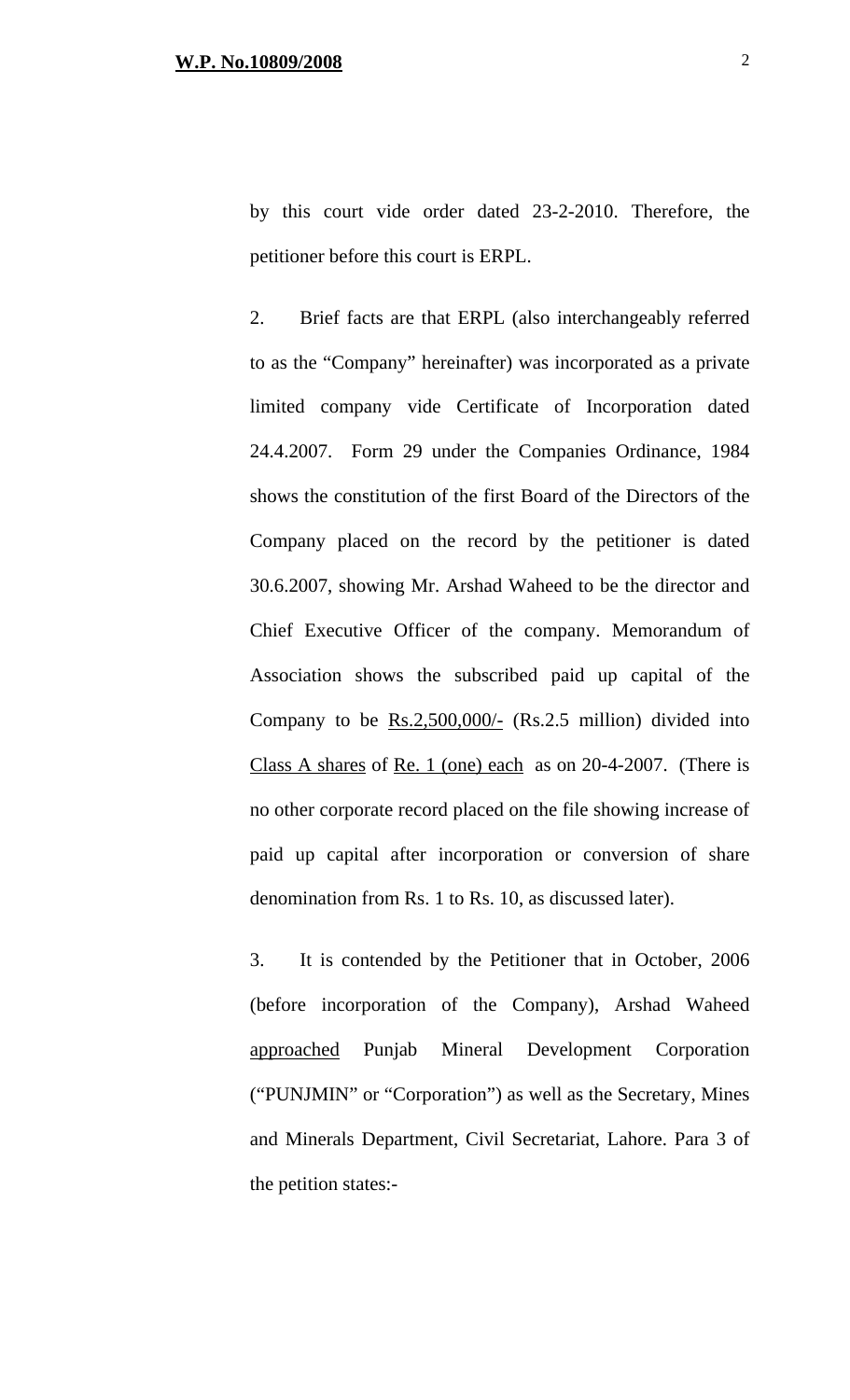by this court vide order dated 23-2-2010. Therefore, the petitioner before this court is ERPL.

2. Brief facts are that ERPL (also interchangeably referred to as the "Company" hereinafter) was incorporated as a private limited company vide Certificate of Incorporation dated 24.4.2007. Form 29 under the Companies Ordinance, 1984 shows the constitution of the first Board of the Directors of the Company placed on the record by the petitioner is dated 30.6.2007, showing Mr. Arshad Waheed to be the director and Chief Executive Officer of the company. Memorandum of Association shows the subscribed paid up capital of the Company to be <u>Rs.2,500,000/-</u> (Rs.2.5 million) divided into <u>Class A shares</u> of <u>Re. 1 (one) each</u> as on 20-4-2007. (There is no other corporate record placed on the file showing increase of paid up capital after incorporation or conversion of share denomination from Rs. 1 to Rs. 10, as discussed later).

3. It is contended by the Petitioner that in October, 2006 (before incorporation of the Company), Arshad Waheed <u>approached</u> Punjab Mineral Development Corporation ("PUNJMIN" or "Corporation") as well as the Secretary, Mines and Minerals Department, Civil Secretariat, Lahore. Para 3 of the petition states:-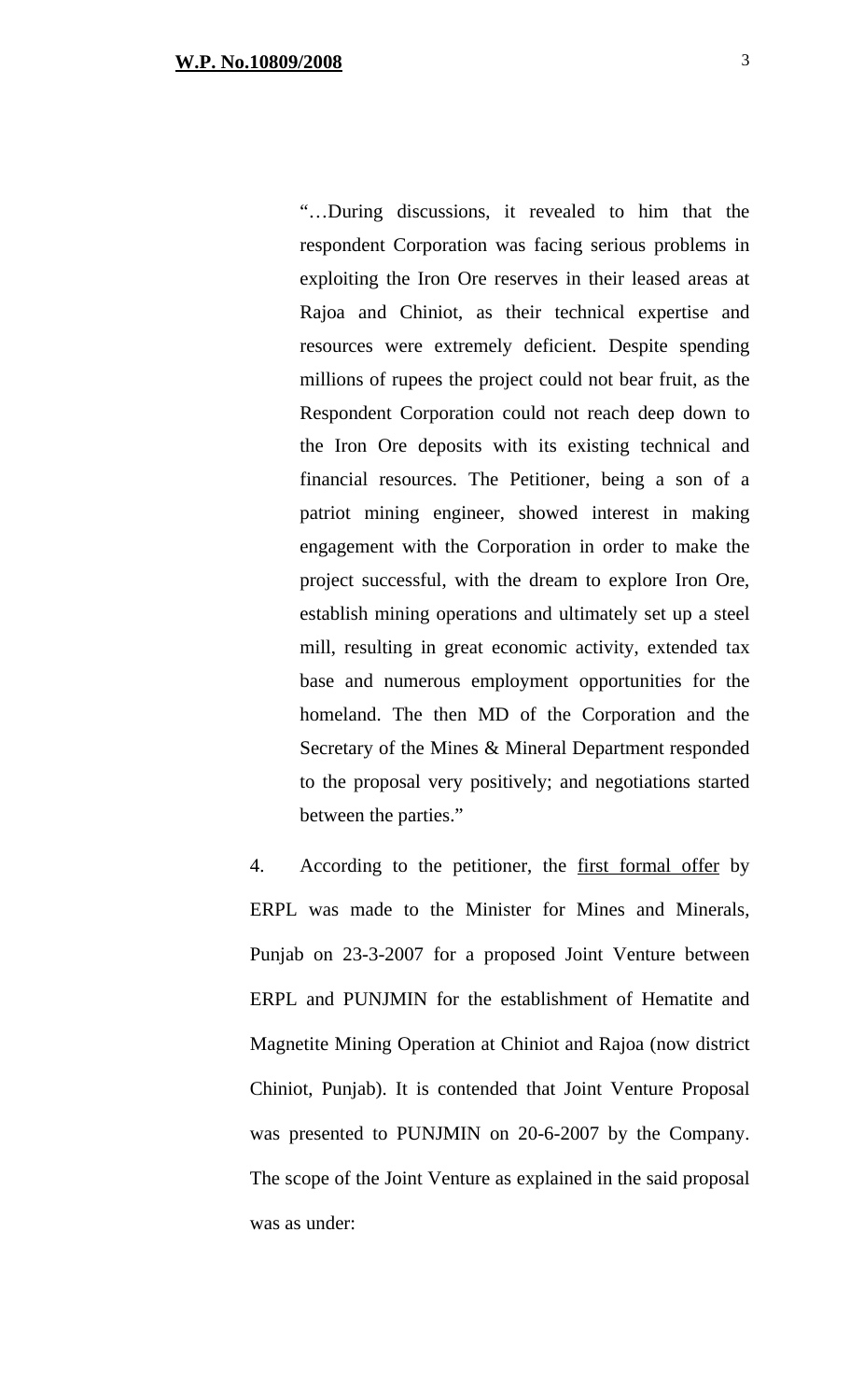> "…During discussions, it revealed to him that the respondent Corporation was facing serious problems in exploiting the Iron Ore reserves in their leased areas at Rajoa and Chiniot, as their technical expertise and resources were extremely deficient. Despite spending millions of rupees the project could not bear fruit, as the Respondent Corporation could not reach deep down to the Iron Ore deposits with its existing technical and financial resources. The Petitioner, being a son of a patriot mining engineer, showed interest in making engagement with the Corporation in order to make the project successful, with the dream to explore Iron Ore, establish mining operations and ultimately set up a steel mill, resulting in great economic activity, extended tax base and numerous employment opportunities for the homeland. The then MD of the Corporation and the Secretary of the Mines & Mineral Department responded to the proposal very positively; and negotiations started between the parties."

4. According to the petitioner, the <u>first formal offer</u> by ERPL was made to the Minister for Mines and Minerals, Punjab on 23-3-2007 for a proposed Joint Venture between ERPL and PUNJMIN for the establishment of Hematite and Magnetite Mining Operation at Chiniot and Rajoa (now district Chiniot, Punjab). It is contended that Joint Venture Proposal was presented to PUNJMIN on 20-6-2007 by the Company. The scope of the Joint Venture as explained in the said proposal was as under: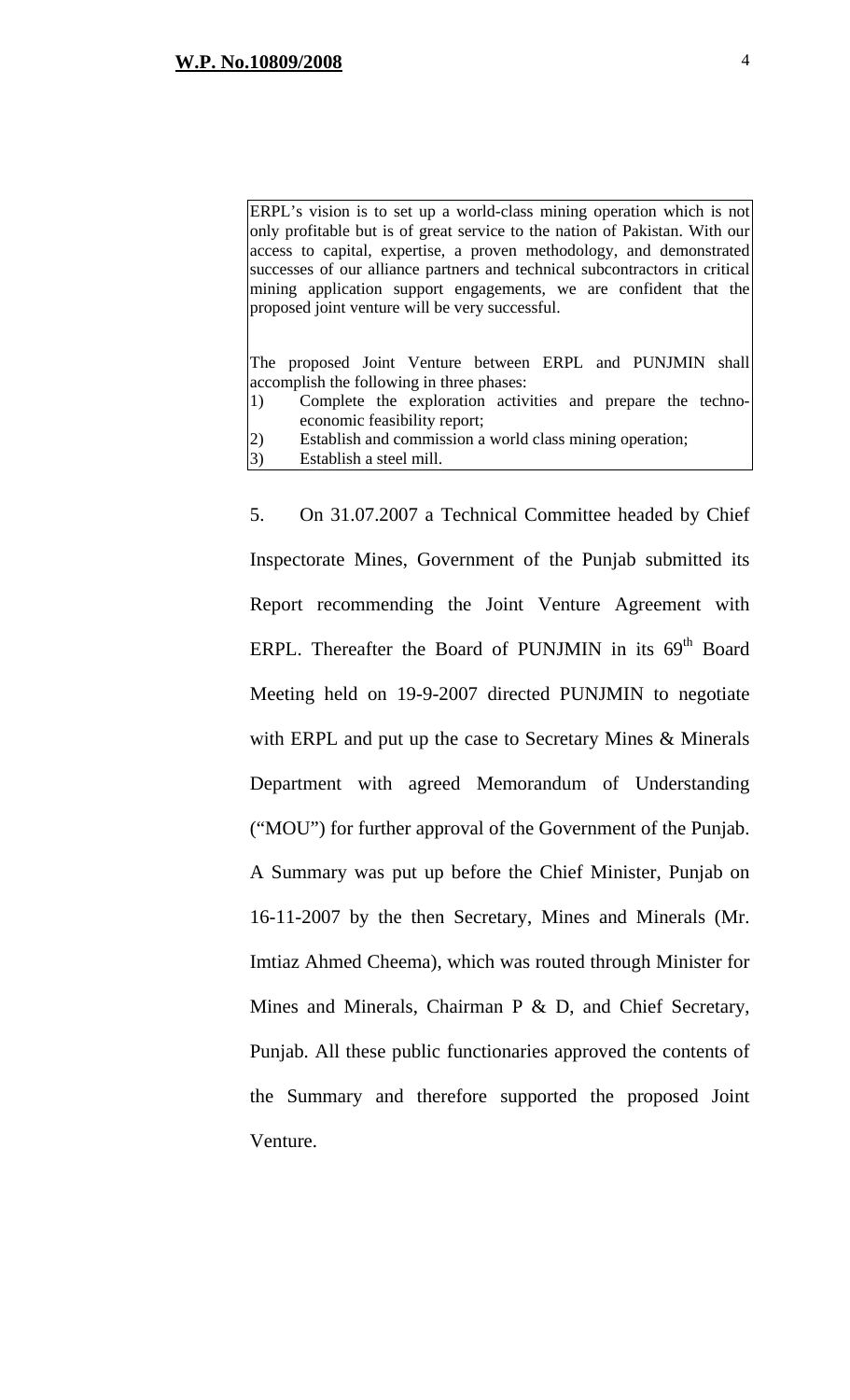> ERPL's vision is to set up a world-class mining operation which is not only profitable but is of great service to the nation of Pakistan. With our access to capital, expertise, a proven methodology, and demonstrated successes of our alliance partners and technical subcontractors in critical mining application support engagements, we are confident that the proposed joint venture will be very successful.
>
> The proposed Joint Venture between ERPL and PUNJMIN shall accomplish the following in three phases:
>
> 1) Complete the exploration activities and prepare the techno-economic feasibility report;
> 2) Establish and commission a world class mining operation;
> 3) Establish a steel mill.

5. On 31.07.2007 a Technical Committee headed by Chief Inspectorate Mines, Government of the Punjab submitted its Report recommending the Joint Venture Agreement with ERPL. Thereafter the Board of PUNJMIN in its 69th Board Meeting held on 19-9-2007 directed PUNJMIN to negotiate with ERPL and put up the case to Secretary Mines & Minerals Department with agreed Memorandum of Understanding ("MOU") for further approval of the Government of the Punjab. A Summary was put up before the Chief Minister, Punjab on 16-11-2007 by the then Secretary, Mines and Minerals (Mr. Imtiaz Ahmed Cheema), which was routed through Minister for Mines and Minerals, Chairman P & D, and Chief Secretary, Punjab. All these public functionaries approved the contents of the Summary and therefore supported the proposed Joint Venture.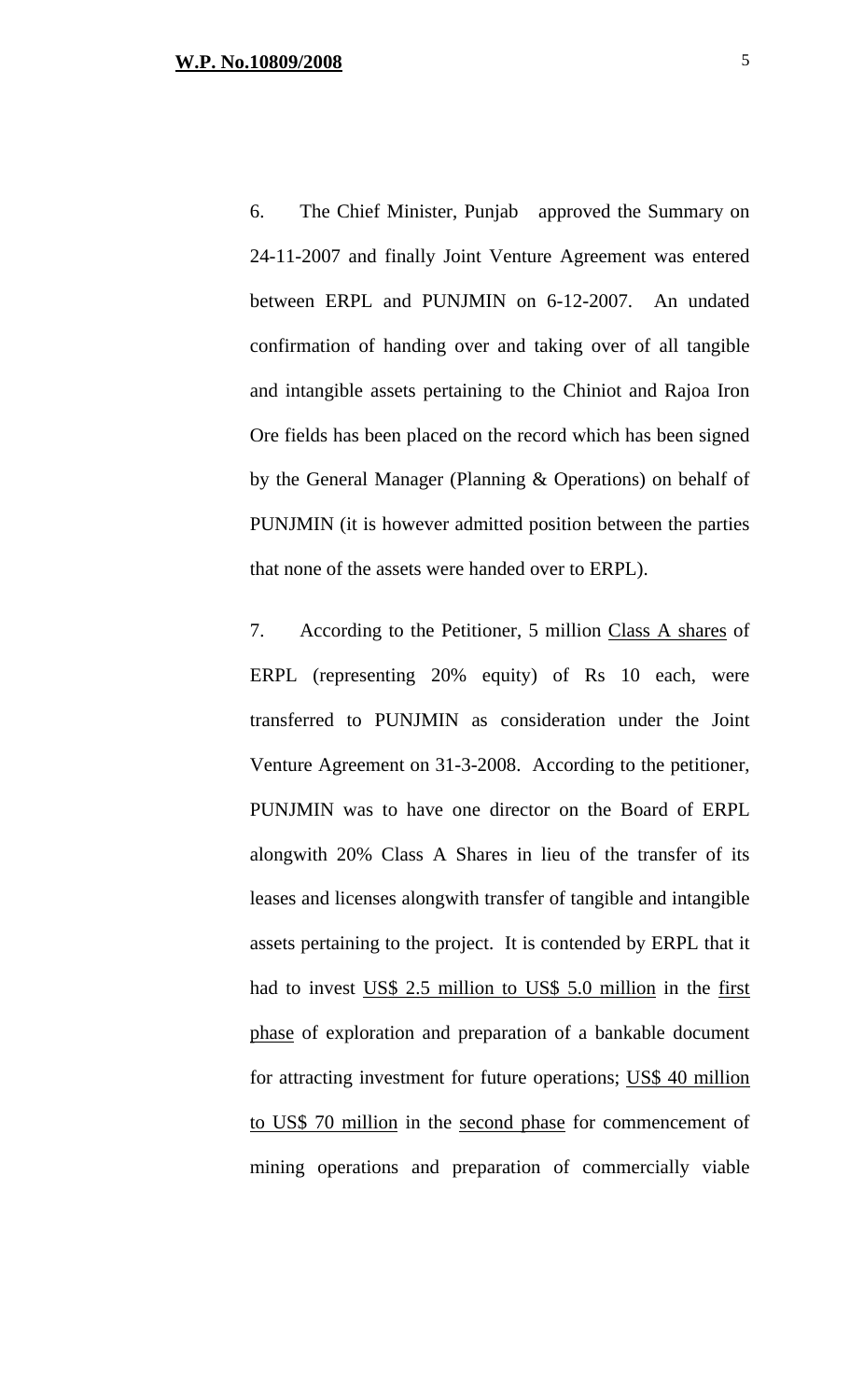6. The Chief Minister, Punjab approved the Summary on 24-11-2007 and finally Joint Venture Agreement was entered between ERPL and PUNJMIN on 6-12-2007. An undated confirmation of handing over and taking over of all tangible and intangible assets pertaining to the Chiniot and Rajoa Iron Ore fields has been placed on the record which has been signed by the General Manager (Planning & Operations) on behalf of PUNJMIN (it is however admitted position between the parties that none of the assets were handed over to ERPL).

7. According to the Petitioner, 5 million <u>Class A shares</u> of ERPL (representing 20% equity) of Rs 10 each, were transferred to PUNJMIN as consideration under the Joint Venture Agreement on 31-3-2008. According to the petitioner, PUNJMIN was to have one director on the Board of ERPL alongwith 20% Class A Shares in lieu of the transfer of its leases and licenses alongwith transfer of tangible and intangible assets pertaining to the project. It is contended by ERPL that it had to invest <u>US$ 2.5 million to US$ 5.0 million</u> in the <u>first phase</u> of exploration and preparation of a bankable document for attracting investment for future operations; <u>US$ 40 million to US$ 70 million</u> in the <u>second phase</u> for commencement of mining operations and preparation of commercially viable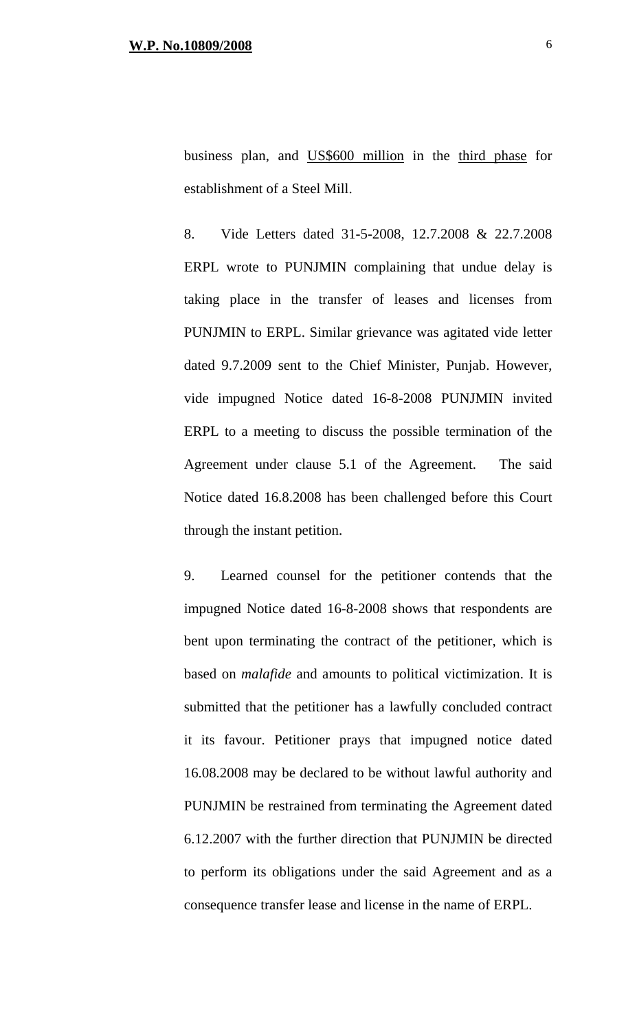business plan, and <u>US$600 million</u> in the <u>third phase</u> for establishment of a Steel Mill.

8. Vide Letters dated 31-5-2008, 12.7.2008 & 22.7.2008 ERPL wrote to PUNJMIN complaining that undue delay is taking place in the transfer of leases and licenses from PUNJMIN to ERPL. Similar grievance was agitated vide letter dated 9.7.2009 sent to the Chief Minister, Punjab. However, vide impugned Notice dated 16-8-2008 PUNJMIN invited ERPL to a meeting to discuss the possible termination of the Agreement under clause 5.1 of the Agreement. The said Notice dated 16.8.2008 has been challenged before this Court through the instant petition.

9. Learned counsel for the petitioner contends that the impugned Notice dated 16-8-2008 shows that respondents are bent upon terminating the contract of the petitioner, which is based on *malafide* and amounts to political victimization. It is submitted that the petitioner has a lawfully concluded contract it its favour. Petitioner prays that impugned notice dated 16.08.2008 may be declared to be without lawful authority and PUNJMIN be restrained from terminating the Agreement dated 6.12.2007 with the further direction that PUNJMIN be directed to perform its obligations under the said Agreement and as a consequence transfer lease and license in the name of ERPL.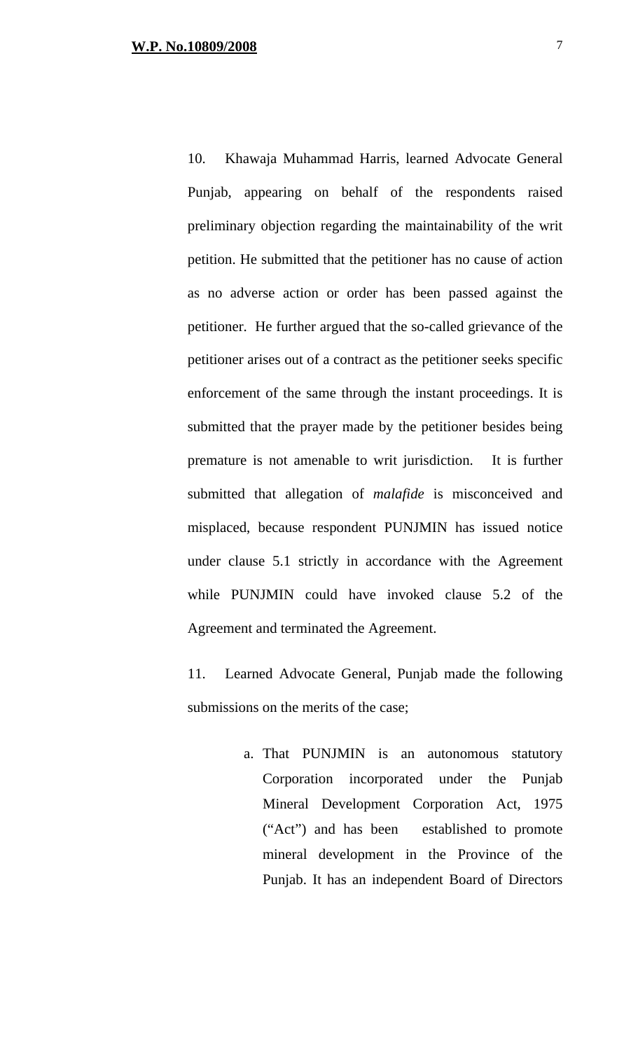10. Khawaja Muhammad Harris, learned Advocate General Punjab, appearing on behalf of the respondents raised preliminary objection regarding the maintainability of the writ petition. He submitted that the petitioner has no cause of action as no adverse action or order has been passed against the petitioner. He further argued that the so-called grievance of the petitioner arises out of a contract as the petitioner seeks specific enforcement of the same through the instant proceedings. It is submitted that the prayer made by the petitioner besides being premature is not amenable to writ jurisdiction. It is further submitted that allegation of *malafide* is misconceived and misplaced, because respondent PUNJMIN has issued notice under clause 5.1 strictly in accordance with the Agreement while PUNJMIN could have invoked clause 5.2 of the Agreement and terminated the Agreement.

11. Learned Advocate General, Punjab made the following submissions on the merits of the case;

a. That PUNJMIN is an autonomous statutory Corporation incorporated under the Punjab Mineral Development Corporation Act, 1975 ("Act") and has been established to promote mineral development in the Province of the Punjab. It has an independent Board of Directors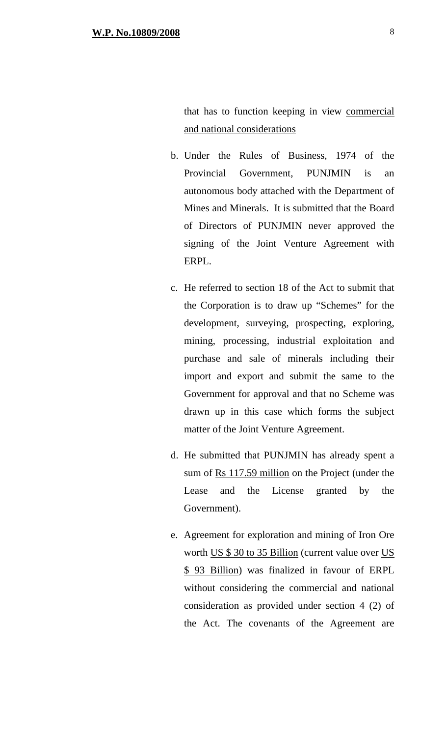that has to function keeping in view <u>commercial and national considerations</u>

b. Under the Rules of Business, 1974 of the Provincial Government, PUNJMIN is an autonomous body attached with the Department of Mines and Minerals. It is submitted that the Board of Directors of PUNJMIN never approved the signing of the Joint Venture Agreement with ERPL.

c. He referred to section 18 of the Act to submit that the Corporation is to draw up "Schemes" for the development, surveying, prospecting, exploring, mining, processing, industrial exploitation and purchase and sale of minerals including their import and export and submit the same to the Government for approval and that no Scheme was drawn up in this case which forms the subject matter of the Joint Venture Agreement.

d. He submitted that PUNJMIN has already spent a sum of <u>Rs 117.59 million</u> on the Project (under the Lease and the License granted by the Government).

e. Agreement for exploration and mining of Iron Ore worth <u>US $ 30 to 35 Billion</u> (current value over <u>US $ 93 Billion</u>) was finalized in favour of ERPL without considering the commercial and national consideration as provided under section 4 (2) of the Act. The covenants of the Agreement are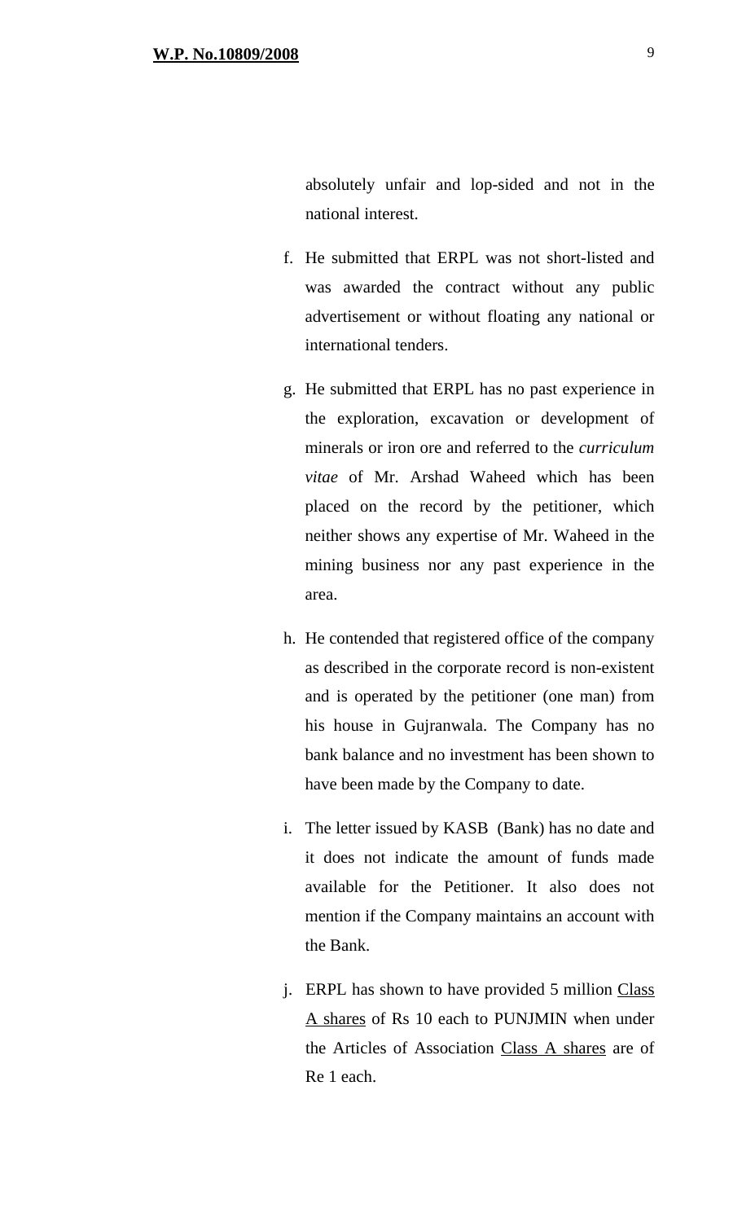absolutely unfair and lop-sided and not in the national interest.

f. He submitted that ERPL was not short-listed and was awarded the contract without any public advertisement or without floating any national or international tenders.

g. He submitted that ERPL has no past experience in the exploration, excavation or development of minerals or iron ore and referred to the *curriculum vitae* of Mr. Arshad Waheed which has been placed on the record by the petitioner, which neither shows any expertise of Mr. Waheed in the mining business nor any past experience in the area.

h. He contended that registered office of the company as described in the corporate record is non-existent and is operated by the petitioner (one man) from his house in Gujranwala. The Company has no bank balance and no investment has been shown to have been made by the Company to date.

i. The letter issued by KASB (Bank) has no date and it does not indicate the amount of funds made available for the Petitioner. It also does not mention if the Company maintains an account with the Bank.

j. ERPL has shown to have provided 5 million <u>Class A shares</u> of Rs 10 each to PUNJMIN when under the Articles of Association <u>Class A shares</u> are of Re 1 each.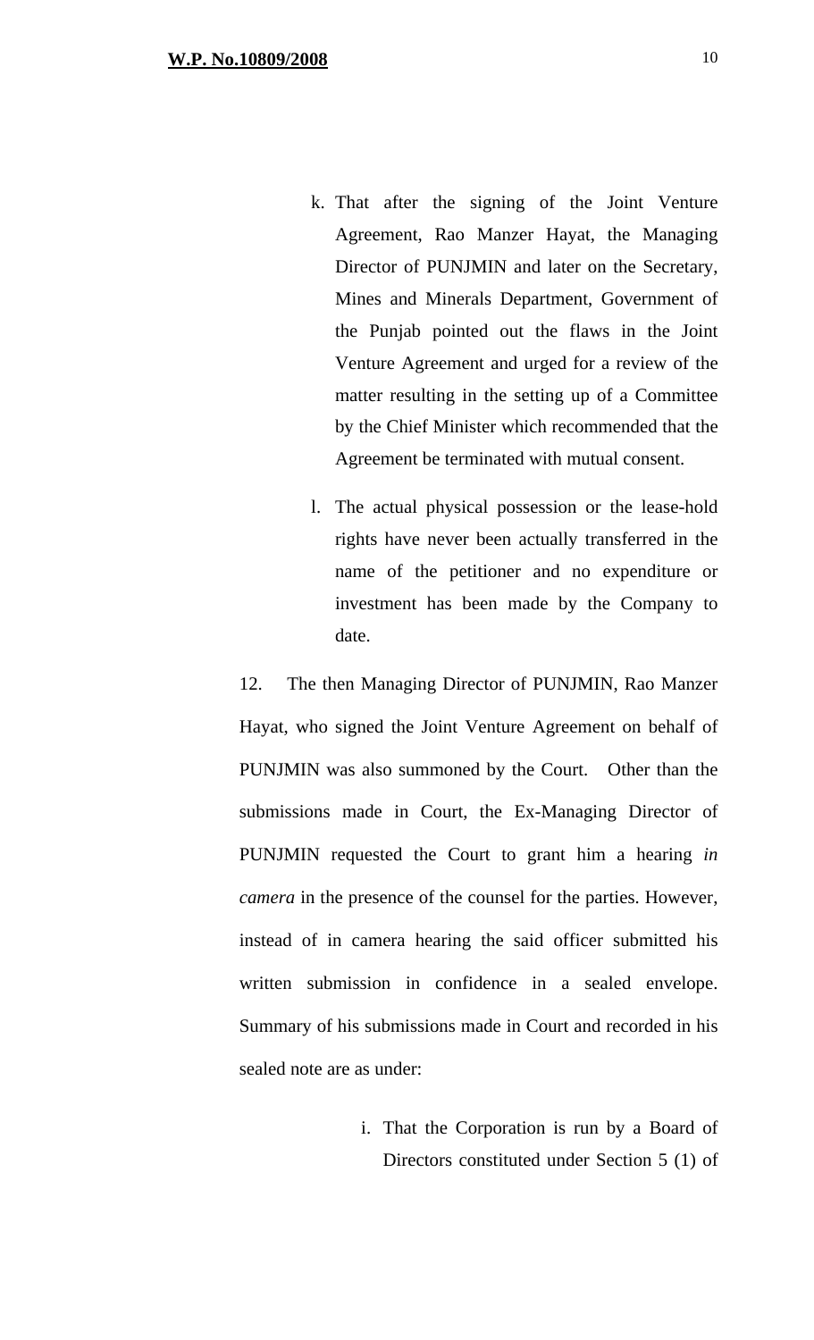k. That after the signing of the Joint Venture Agreement, Rao Manzer Hayat, the Managing Director of PUNJMIN and later on the Secretary, Mines and Minerals Department, Government of the Punjab pointed out the flaws in the Joint Venture Agreement and urged for a review of the matter resulting in the setting up of a Committee by the Chief Minister which recommended that the Agreement be terminated with mutual consent.

l. The actual physical possession or the lease-hold rights have never been actually transferred in the name of the petitioner and no expenditure or investment has been made by the Company to date.

12. The then Managing Director of PUNJMIN, Rao Manzer Hayat, who signed the Joint Venture Agreement on behalf of PUNJMIN was also summoned by the Court. Other than the submissions made in Court, the Ex-Managing Director of PUNJMIN requested the Court to grant him a hearing *in camera* in the presence of the counsel for the parties. However, instead of in camera hearing the said officer submitted his written submission in confidence in a sealed envelope. Summary of his submissions made in Court and recorded in his sealed note are as under:

i. That the Corporation is run by a Board of Directors constituted under Section 5 (1) of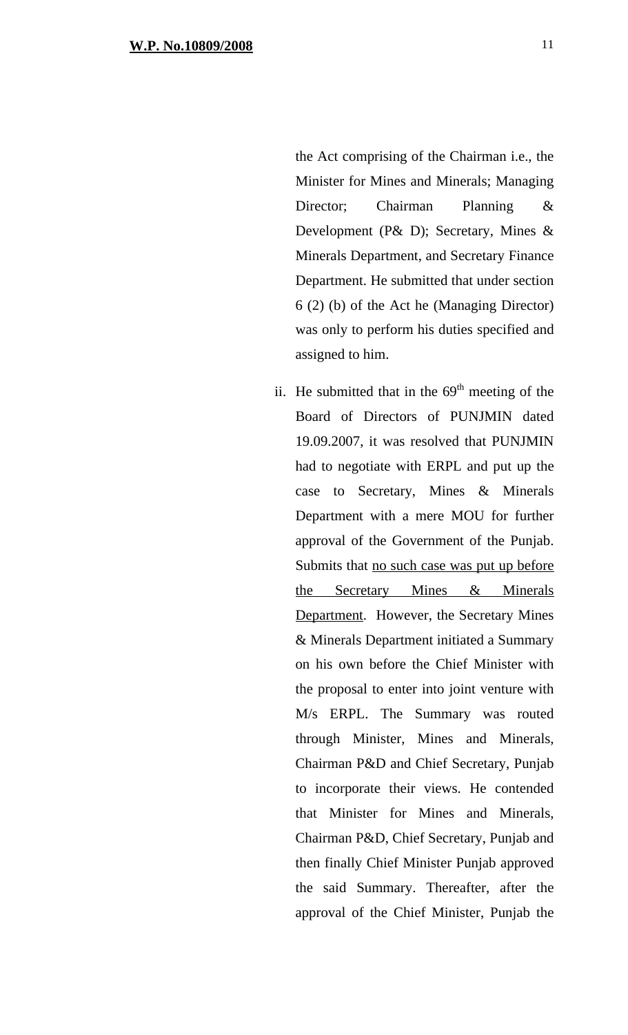the Act comprising of the Chairman i.e., the Minister for Mines and Minerals; Managing Director; Chairman Planning & Development (P& D); Secretary, Mines & Minerals Department, and Secretary Finance Department. He submitted that under section 6 (2) (b) of the Act he (Managing Director) was only to perform his duties specified and assigned to him.

ii. He submitted that in the 69th meeting of the Board of Directors of PUNJMIN dated 19.09.2007, it was resolved that PUNJMIN had to negotiate with ERPL and put up the case to Secretary, Mines & Minerals Department with a mere MOU for further approval of the Government of the Punjab. Submits that <u>no such case was put up before the Secretary Mines & Minerals Department</u>. However, the Secretary Mines & Minerals Department initiated a Summary on his own before the Chief Minister with the proposal to enter into joint venture with M/s ERPL. The Summary was routed through Minister, Mines and Minerals, Chairman P&D and Chief Secretary, Punjab to incorporate their views. He contended that Minister for Mines and Minerals, Chairman P&D, Chief Secretary, Punjab and then finally Chief Minister Punjab approved the said Summary. Thereafter, after the approval of the Chief Minister, Punjab the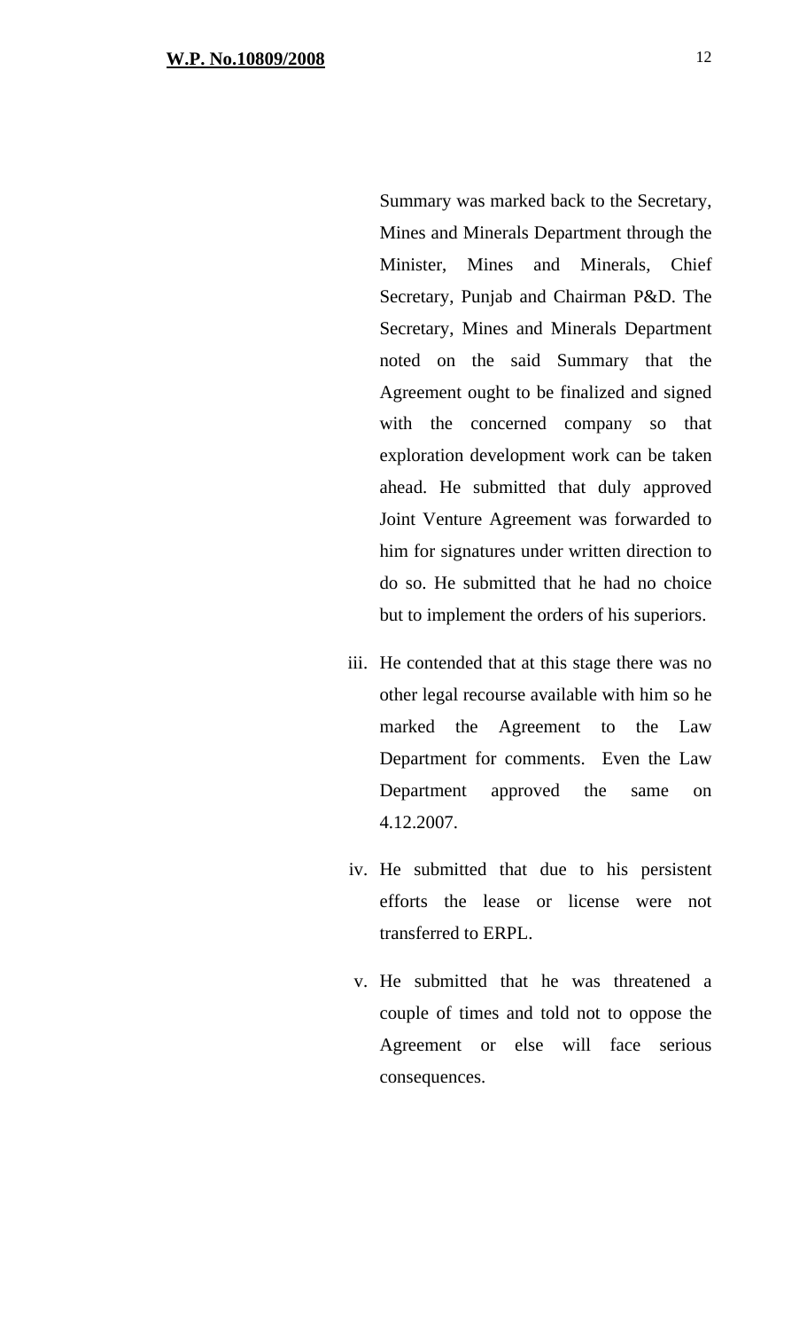Summary was marked back to the Secretary, Mines and Minerals Department through the Minister, Mines and Minerals, Chief Secretary, Punjab and Chairman P&D. The Secretary, Mines and Minerals Department noted on the said Summary that the Agreement ought to be finalized and signed with the concerned company so that exploration development work can be taken ahead. He submitted that duly approved Joint Venture Agreement was forwarded to him for signatures under written direction to do so. He submitted that he had no choice but to implement the orders of his superiors.

iii. He contended that at this stage there was no other legal recourse available with him so he marked the Agreement to the Law Department for comments. Even the Law Department approved the same on 4.12.2007.

iv. He submitted that due to his persistent efforts the lease or license were not transferred to ERPL.

v. He submitted that he was threatened a couple of times and told not to oppose the Agreement or else will face serious consequences.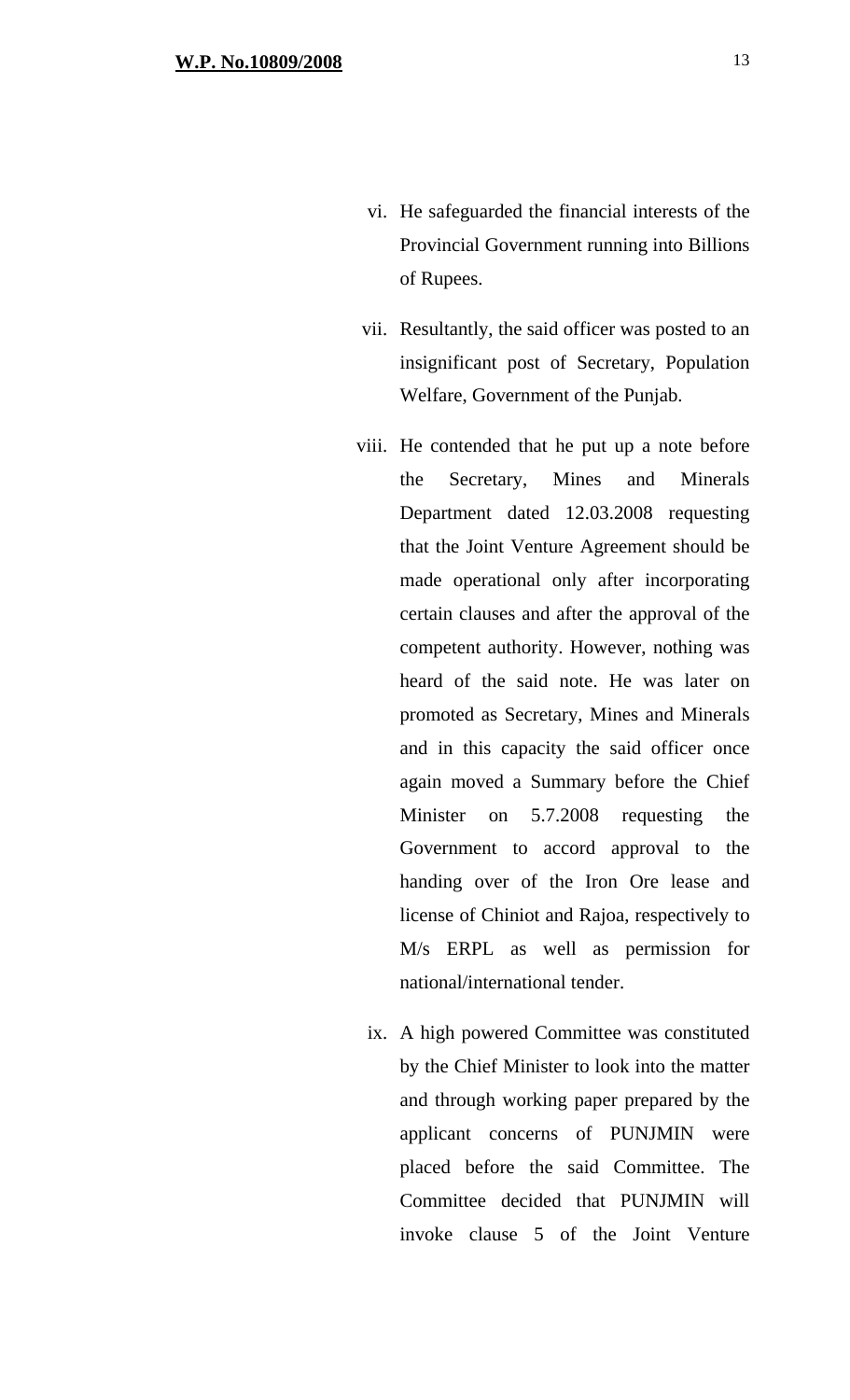vi. He safeguarded the financial interests of the Provincial Government running into Billions of Rupees.

vii. Resultantly, the said officer was posted to an insignificant post of Secretary, Population Welfare, Government of the Punjab.

viii. He contended that he put up a note before the Secretary, Mines and Minerals Department dated 12.03.2008 requesting that the Joint Venture Agreement should be made operational only after incorporating certain clauses and after the approval of the competent authority. However, nothing was heard of the said note. He was later on promoted as Secretary, Mines and Minerals and in this capacity the said officer once again moved a Summary before the Chief Minister on 5.7.2008 requesting the Government to accord approval to the handing over of the Iron Ore lease and license of Chiniot and Rajoa, respectively to M/s ERPL as well as permission for national/international tender.

ix. A high powered Committee was constituted by the Chief Minister to look into the matter and through working paper prepared by the applicant concerns of PUNJMIN were placed before the said Committee. The Committee decided that PUNJMIN will invoke clause 5 of the Joint Venture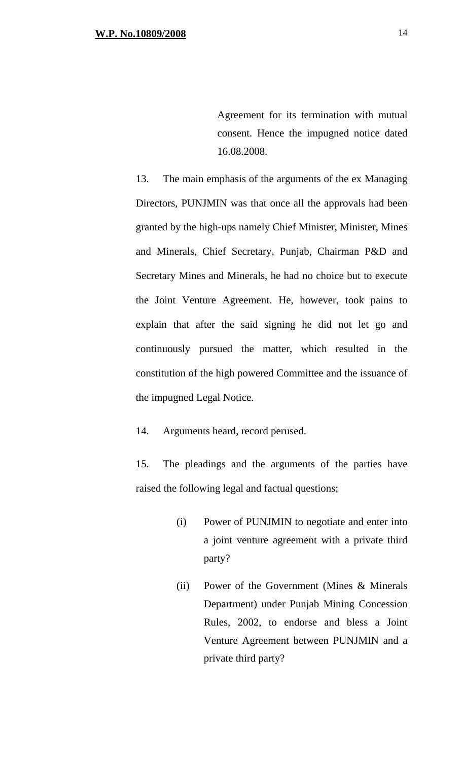Agreement for its termination with mutual consent. Hence the impugned notice dated 16.08.2008.

13. The main emphasis of the arguments of the ex Managing Directors, PUNJMIN was that once all the approvals had been granted by the high-ups namely Chief Minister, Minister, Mines and Minerals, Chief Secretary, Punjab, Chairman P&D and Secretary Mines and Minerals, he had no choice but to execute the Joint Venture Agreement. He, however, took pains to explain that after the said signing he did not let go and continuously pursued the matter, which resulted in the constitution of the high powered Committee and the issuance of the impugned Legal Notice.

14. Arguments heard, record perused.

15. The pleadings and the arguments of the parties have raised the following legal and factual questions;

> (i) Power of PUNJMIN to negotiate and enter into a joint venture agreement with a private third party?
>
> (ii) Power of the Government (Mines & Minerals Department) under Punjab Mining Concession Rules, 2002, to endorse and bless a Joint Venture Agreement between PUNJMIN and a private third party?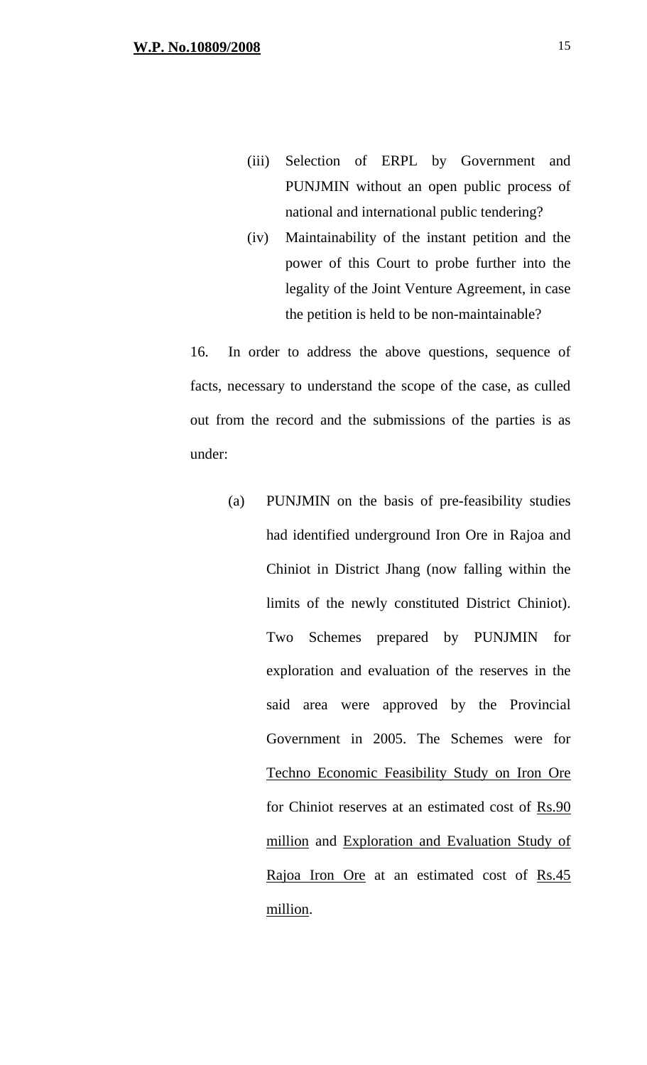(iii) Selection of ERPL by Government and PUNJMIN without an open public process of national and international public tendering?

(iv) Maintainability of the instant petition and the power of this Court to probe further into the legality of the Joint Venture Agreement, in case the petition is held to be non-maintainable?

16. In order to address the above questions, sequence of facts, necessary to understand the scope of the case, as culled out from the record and the submissions of the parties is as under:

(a) PUNJMIN on the basis of pre-feasibility studies had identified underground Iron Ore in Rajoa and Chiniot in District Jhang (now falling within the limits of the newly constituted District Chiniot). Two Schemes prepared by PUNJMIN for exploration and evaluation of the reserves in the said area were approved by the Provincial Government in 2005. The Schemes were for <u>Techno Economic Feasibility Study on Iron Ore</u> for Chiniot reserves at an estimated cost of <u>Rs.90 million</u> and <u>Exploration and Evaluation Study of Rajoa Iron Ore</u> at an estimated cost of <u>Rs.45 million</u>.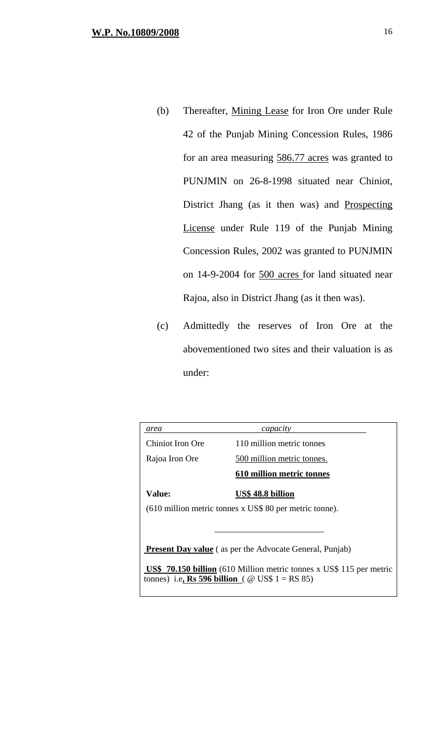(b) Thereafter, Mining Lease for Iron Ore under Rule 42 of the Punjab Mining Concession Rules, 1986 for an area measuring 586.77 acres was granted to PUNJMIN on 26-8-1998 situated near Chiniot, District Jhang (as it then was) and Prospecting License under Rule 119 of the Punjab Mining Concession Rules, 2002 was granted to PUNJMIN on 14-9-2004 for 500 acres for land situated near Rajoa, also in District Jhang (as it then was).

(c) Admittedly the reserves of Iron Ore at the abovementioned two sites and their valuation is as under:

| *area* | *capacity* |
|---|---|
| Chiniot Iron Ore | 110 million metric tonnes |
| Rajoa Iron Ore | 500 million metric tonnes. |
| | **610 million metric tonnes** |
| **Value:** | **US$ 48.8 billion** |

(610 million metric tonnes x US$ 80 per metric tonne).

**Present Day value** ( as per the Advocate General, Punjab)

**US$ 70.150 billion** (610 Million metric tonnes x US$ 115 per metric tonnes) i.e**, Rs 596 billion** ( @ US$ 1 = RS 85)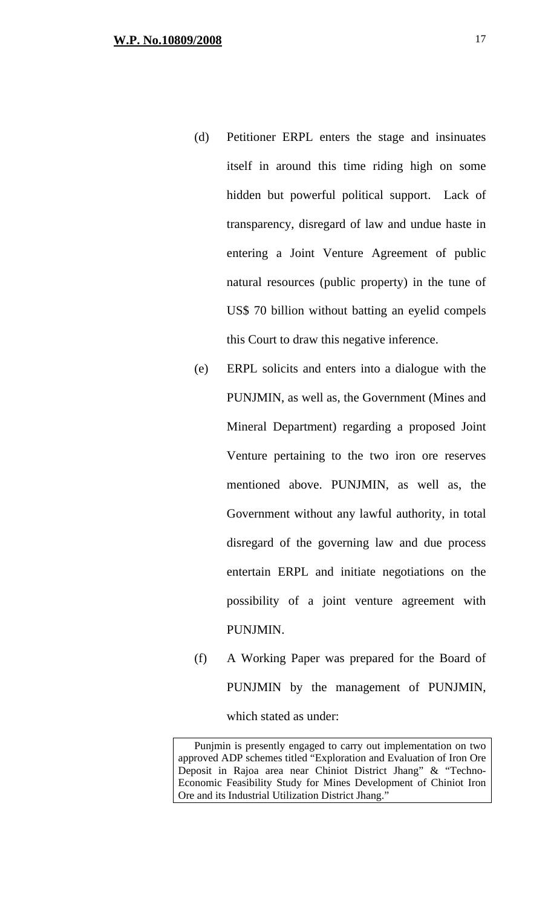(d) Petitioner ERPL enters the stage and insinuates itself in around this time riding high on some hidden but powerful political support. Lack of transparency, disregard of law and undue haste in entering a Joint Venture Agreement of public natural resources (public property) in the tune of US$ 70 billion without batting an eyelid compels this Court to draw this negative inference.

(e) ERPL solicits and enters into a dialogue with the PUNJMIN, as well as, the Government (Mines and Mineral Department) regarding a proposed Joint Venture pertaining to the two iron ore reserves mentioned above. PUNJMIN, as well as, the Government without any lawful authority, in total disregard of the governing law and due process entertain ERPL and initiate negotiations on the possibility of a joint venture agreement with PUNJMIN.

(f) A Working Paper was prepared for the Board of PUNJMIN by the management of PUNJMIN, which stated as under:

> Punjmin is presently engaged to carry out implementation on two approved ADP schemes titled "Exploration and Evaluation of Iron Ore Deposit in Rajoa area near Chiniot District Jhang" & "Techno-Economic Feasibility Study for Mines Development of Chiniot Iron Ore and its Industrial Utilization District Jhang."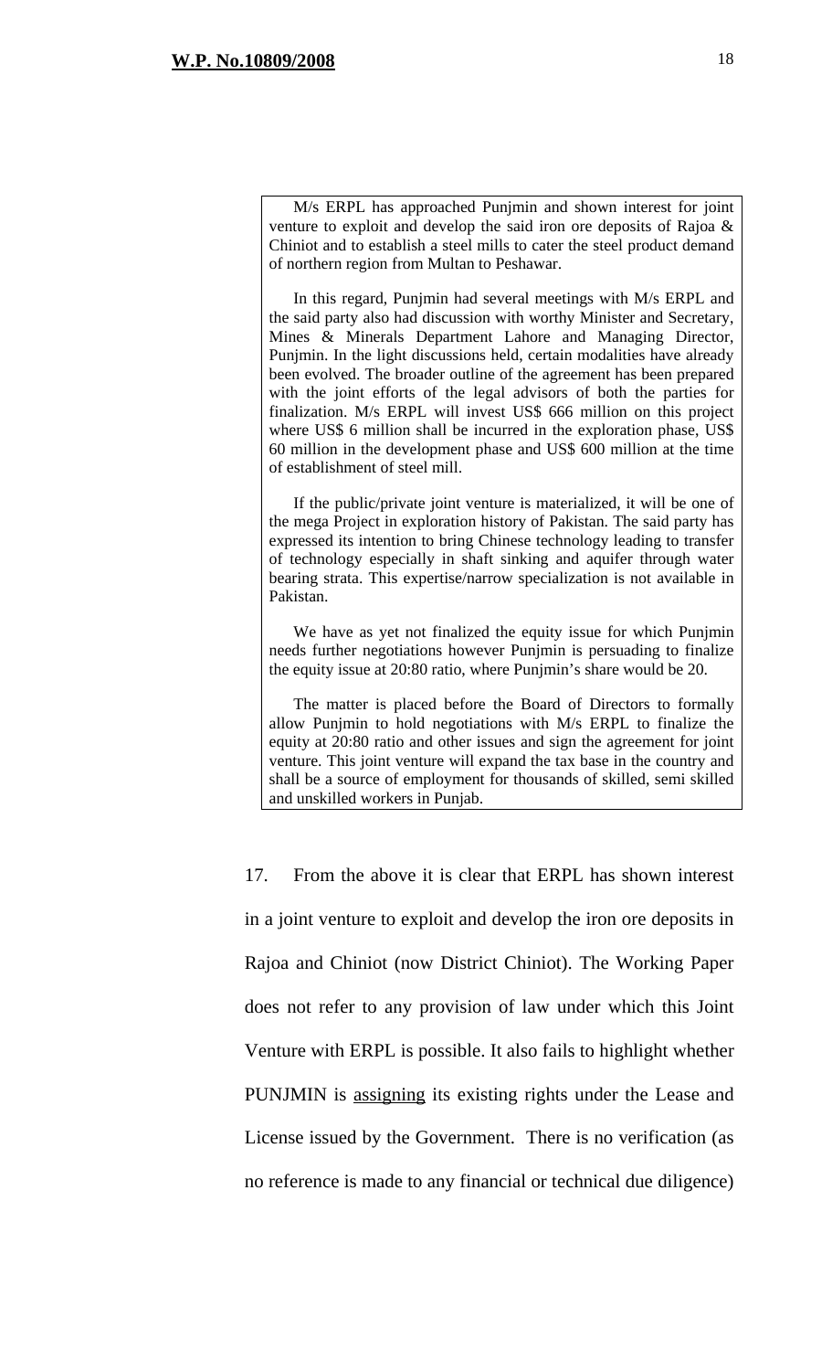> M/s ERPL has approached Punjmin and shown interest for joint venture to exploit and develop the said iron ore deposits of Rajoa & Chiniot and to establish a steel mills to cater the steel product demand of northern region from Multan to Peshawar.
>
> In this regard, Punjmin had several meetings with M/s ERPL and the said party also had discussion with worthy Minister and Secretary, Mines & Minerals Department Lahore and Managing Director, Punjmin. In the light discussions held, certain modalities have already been evolved. The broader outline of the agreement has been prepared with the joint efforts of the legal advisors of both the parties for finalization. M/s ERPL will invest US$ 666 million on this project where US$ 6 million shall be incurred in the exploration phase, US$ 60 million in the development phase and US$ 600 million at the time of establishment of steel mill.
>
> If the public/private joint venture is materialized, it will be one of the mega Project in exploration history of Pakistan. The said party has expressed its intention to bring Chinese technology leading to transfer of technology especially in shaft sinking and aquifer through water bearing strata. This expertise/narrow specialization is not available in Pakistan.
>
> We have as yet not finalized the equity issue for which Punjmin needs further negotiations however Punjmin is persuading to finalize the equity issue at 20:80 ratio, where Punjmin's share would be 20.
>
> The matter is placed before the Board of Directors to formally allow Punjmin to hold negotiations with M/s ERPL to finalize the equity at 20:80 ratio and other issues and sign the agreement for joint venture. This joint venture will expand the tax base in the country and shall be a source of employment for thousands of skilled, semi skilled and unskilled workers in Punjab.

17. From the above it is clear that ERPL has shown interest in a joint venture to exploit and develop the iron ore deposits in Rajoa and Chiniot (now District Chiniot). The Working Paper does not refer to any provision of law under which this Joint Venture with ERPL is possible. It also fails to highlight whether PUNJMIN is <u>assigning</u> its existing rights under the Lease and License issued by the Government. There is no verification (as no reference is made to any financial or technical due diligence)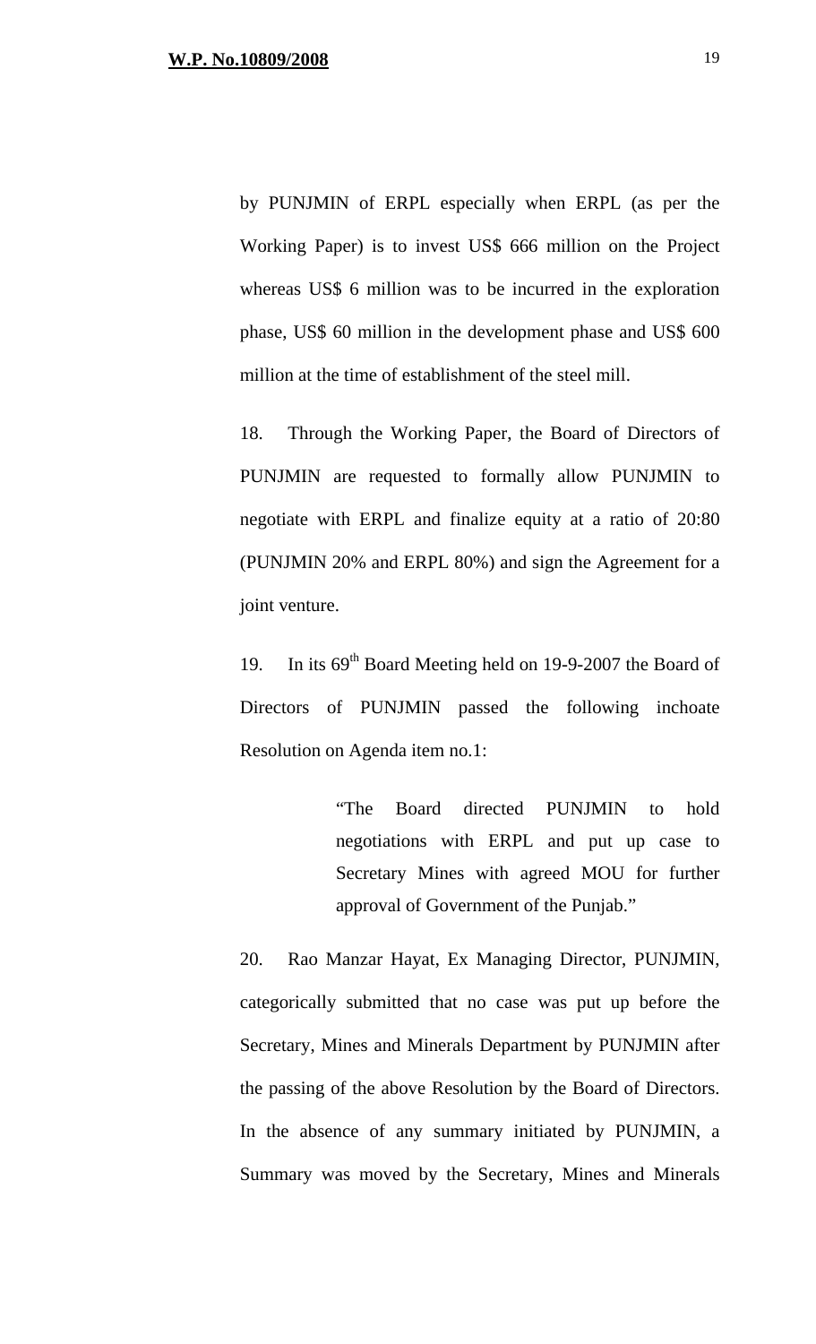by PUNJMIN of ERPL especially when ERPL (as per the Working Paper) is to invest US$ 666 million on the Project whereas US$ 6 million was to be incurred in the exploration phase, US$ 60 million in the development phase and US$ 600 million at the time of establishment of the steel mill.

18. Through the Working Paper, the Board of Directors of PUNJMIN are requested to formally allow PUNJMIN to negotiate with ERPL and finalize equity at a ratio of 20:80 (PUNJMIN 20% and ERPL 80%) and sign the Agreement for a joint venture.

19. In its 69th Board Meeting held on 19-9-2007 the Board of Directors of PUNJMIN passed the following inchoate Resolution on Agenda item no.1:

> "The Board directed PUNJMIN to hold negotiations with ERPL and put up case to Secretary Mines with agreed MOU for further approval of Government of the Punjab."

20. Rao Manzar Hayat, Ex Managing Director, PUNJMIN, categorically submitted that no case was put up before the Secretary, Mines and Minerals Department by PUNJMIN after the passing of the above Resolution by the Board of Directors. In the absence of any summary initiated by PUNJMIN, a Summary was moved by the Secretary, Mines and Minerals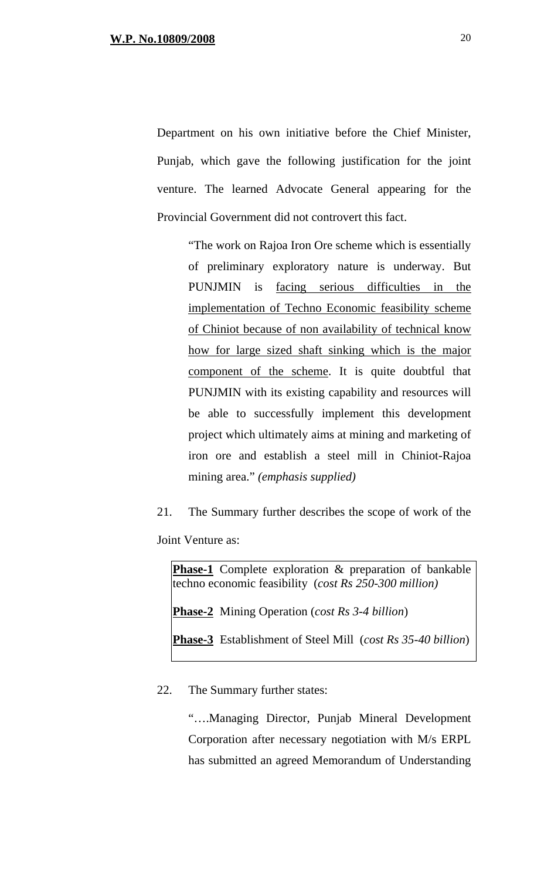Department on his own initiative before the Chief Minister, Punjab, which gave the following justification for the joint venture. The learned Advocate General appearing for the Provincial Government did not controvert this fact.

> "The work on Rajoa Iron Ore scheme which is essentially of preliminary exploratory nature is underway. But PUNJMIN is <u>facing serious difficulties in the implementation of Techno Economic feasibility scheme of Chiniot because of non availability of technical know how for large sized shaft sinking which is the major component of the scheme</u>. It is quite doubtful that PUNJMIN with its existing capability and resources will be able to successfully implement this development project which ultimately aims at mining and marketing of iron ore and establish a steel mill in Chiniot-Rajoa mining area." *(emphasis supplied)*

21. The Summary further describes the scope of work of the Joint Venture as:

> **<u>Phase-1</u>** Complete exploration & preparation of bankable techno economic feasibility (*cost Rs 250-300 million)*
>
> **<u>Phase-2</u>** Mining Operation (*cost Rs 3-4 billion*)
>
> **<u>Phase-3</u>** Establishment of Steel Mill (*cost Rs 35-40 billion*)

22. The Summary further states:

> "….Managing Director, Punjab Mineral Development Corporation after necessary negotiation with M/s ERPL has submitted an agreed Memorandum of Understanding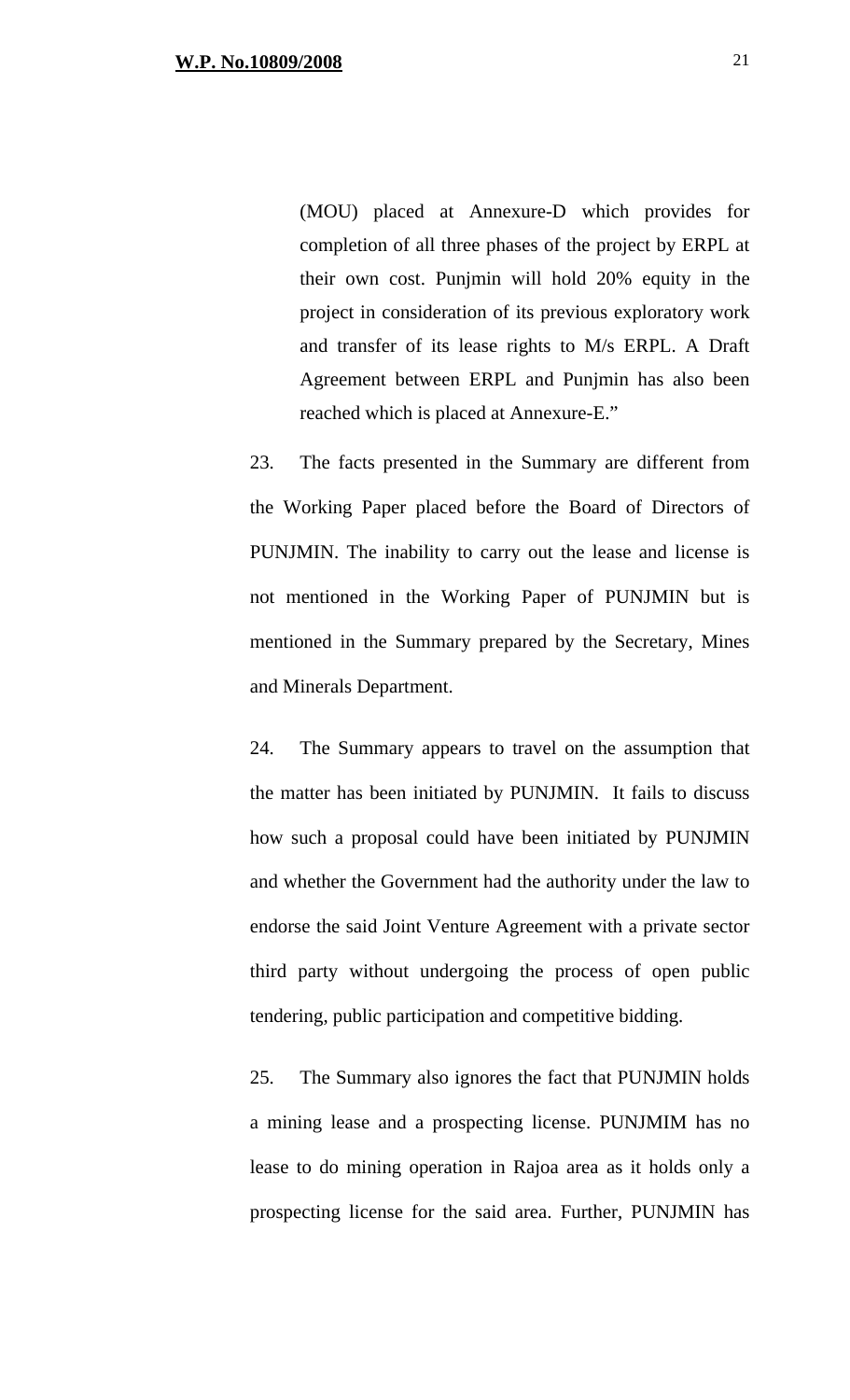> (MOU) placed at Annexure-D which provides for completion of all three phases of the project by ERPL at their own cost. Punjmin will hold 20% equity in the project in consideration of its previous exploratory work and transfer of its lease rights to M/s ERPL. A Draft Agreement between ERPL and Punjmin has also been reached which is placed at Annexure-E."

23. The facts presented in the Summary are different from the Working Paper placed before the Board of Directors of PUNJMIN. The inability to carry out the lease and license is not mentioned in the Working Paper of PUNJMIN but is mentioned in the Summary prepared by the Secretary, Mines and Minerals Department.

24. The Summary appears to travel on the assumption that the matter has been initiated by PUNJMIN. It fails to discuss how such a proposal could have been initiated by PUNJMIN and whether the Government had the authority under the law to endorse the said Joint Venture Agreement with a private sector third party without undergoing the process of open public tendering, public participation and competitive bidding.

25. The Summary also ignores the fact that PUNJMIN holds a mining lease and a prospecting license. PUNJMIM has no lease to do mining operation in Rajoa area as it holds only a prospecting license for the said area. Further, PUNJMIN has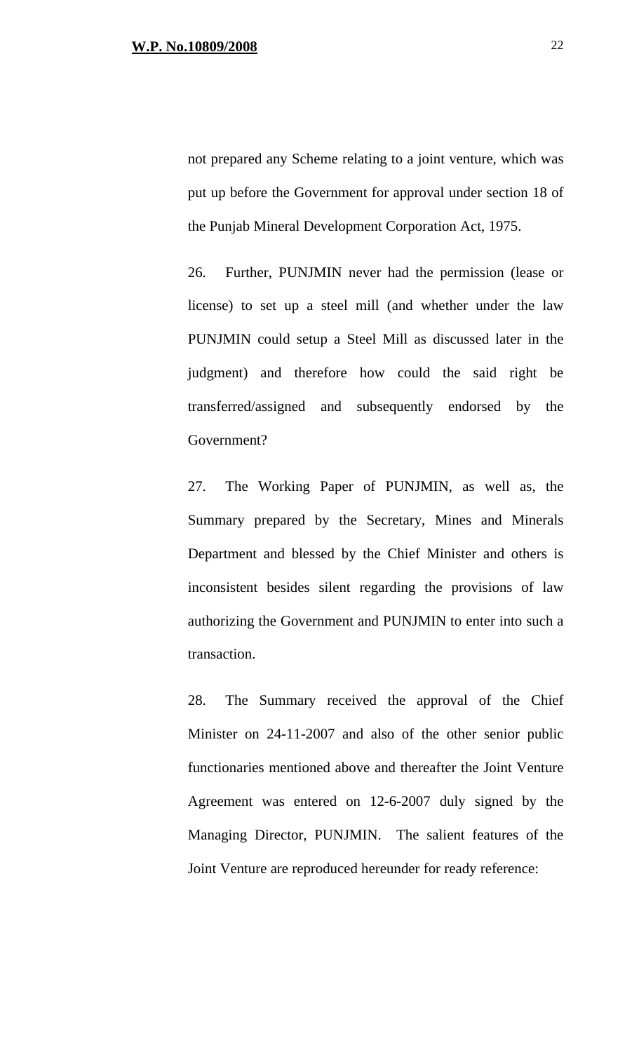not prepared any Scheme relating to a joint venture, which was put up before the Government for approval under section 18 of the Punjab Mineral Development Corporation Act, 1975.

26. Further, PUNJMIN never had the permission (lease or license) to set up a steel mill (and whether under the law PUNJMIN could setup a Steel Mill as discussed later in the judgment) and therefore how could the said right be transferred/assigned and subsequently endorsed by the Government?

27. The Working Paper of PUNJMIN, as well as, the Summary prepared by the Secretary, Mines and Minerals Department and blessed by the Chief Minister and others is inconsistent besides silent regarding the provisions of law authorizing the Government and PUNJMIN to enter into such a transaction.

28. The Summary received the approval of the Chief Minister on 24-11-2007 and also of the other senior public functionaries mentioned above and thereafter the Joint Venture Agreement was entered on 12-6-2007 duly signed by the Managing Director, PUNJMIN. The salient features of the Joint Venture are reproduced hereunder for ready reference: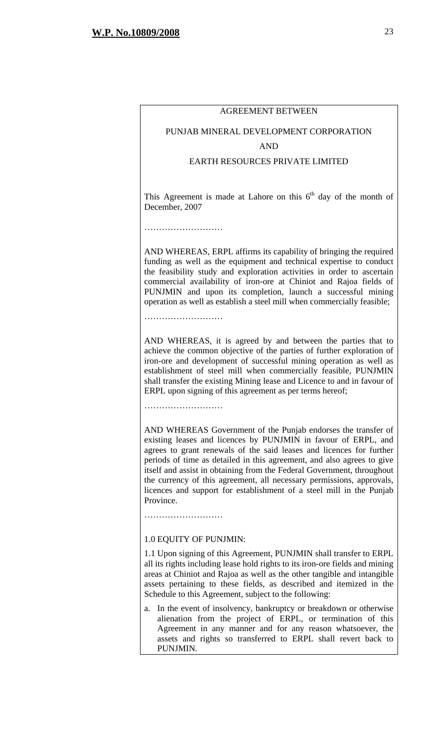AGREEMENT BETWEEN

PUNJAB MINERAL DEVELOPMENT CORPORATION

AND

EARTH RESOURCES PRIVATE LIMITED

This Agreement is made at Lahore on this 6th day of the month of December, 2007

………………………

AND WHEREAS, ERPL affirms its capability of bringing the required funding as well as the equipment and technical expertise to conduct the feasibility study and exploration activities in order to ascertain commercial availability of iron-ore at Chiniot and Rajoa fields of PUNJMIN and upon its completion, launch a successful mining operation as well as establish a steel mill when commercially feasible;

………………………

AND WHEREAS, it is agreed by and between the parties that to achieve the common objective of the parties of further exploration of iron-ore and development of successful mining operation as well as establishment of steel mill when commercially feasible, PUNJMIN shall transfer the existing Mining lease and Licence to and in favour of ERPL upon signing of this agreement as per terms hereof;

………………………

AND WHEREAS Government of the Punjab endorses the transfer of existing leases and licences by PUNJMIN in favour of ERPL, and agrees to grant renewals of the said leases and licences for further periods of time as detailed in this agreement, and also agrees to give itself and assist in obtaining from the Federal Government, throughout the currency of this agreement, all necessary permissions, approvals, licences and support for establishment of a steel mill in the Punjab Province.

………………………

1.0 EQUITY OF PUNJMIN:

1.1 Upon signing of this Agreement, PUNJMIN shall transfer to ERPL all its rights including lease hold rights to its iron-ore fields and mining areas at Chiniot and Rajoa as well as the other tangible and intangible assets pertaining to these fields, as described and itemized in the Schedule to this Agreement, subject to the following:

a. In the event of insolvency, bankruptcy or breakdown or otherwise alienation from the project of ERPL, or termination of this Agreement in any manner and for any reason whatsoever, the assets and rights so transferred to ERPL shall revert back to PUNJMIN.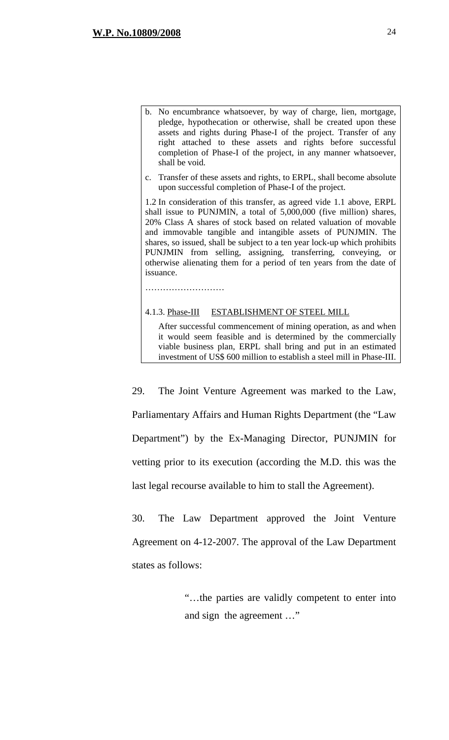> b. No encumbrance whatsoever, by way of charge, lien, mortgage, pledge, hypothecation or otherwise, shall be created upon these assets and rights during Phase-I of the project. Transfer of any right attached to these assets and rights before successful completion of Phase-I of the project, in any manner whatsoever, shall be void.
>
> c. Transfer of these assets and rights, to ERPL, shall become absolute upon successful completion of Phase-I of the project.
>
> 1.2 In consideration of this transfer, as agreed vide 1.1 above, ERPL shall issue to PUNJMIN, a total of 5,000,000 (five million) shares, 20% Class A shares of stock based on related valuation of movable and immovable tangible and intangible assets of PUNJMIN. The shares, so issued, shall be subject to a ten year lock-up which prohibits PUNJMIN from selling, assigning, transferring, conveying, or otherwise alienating them for a period of ten years from the date of issuance.
>
> ………………………
>
> 4.1.3. <u>Phase-III</u> <u>ESTABLISHMENT OF STEEL MILL</u>
>
> After successful commencement of mining operation, as and when it would seem feasible and is determined by the commercially viable business plan, ERPL shall bring and put in an estimated investment of US$ 600 million to establish a steel mill in Phase-III.

29. The Joint Venture Agreement was marked to the Law, Parliamentary Affairs and Human Rights Department (the "Law Department") by the Ex-Managing Director, PUNJMIN for vetting prior to its execution (according the M.D. this was the last legal recourse available to him to stall the Agreement).

30. The Law Department approved the Joint Venture Agreement on 4-12-2007. The approval of the Law Department states as follows:

> "…the parties are validly competent to enter into and sign the agreement …"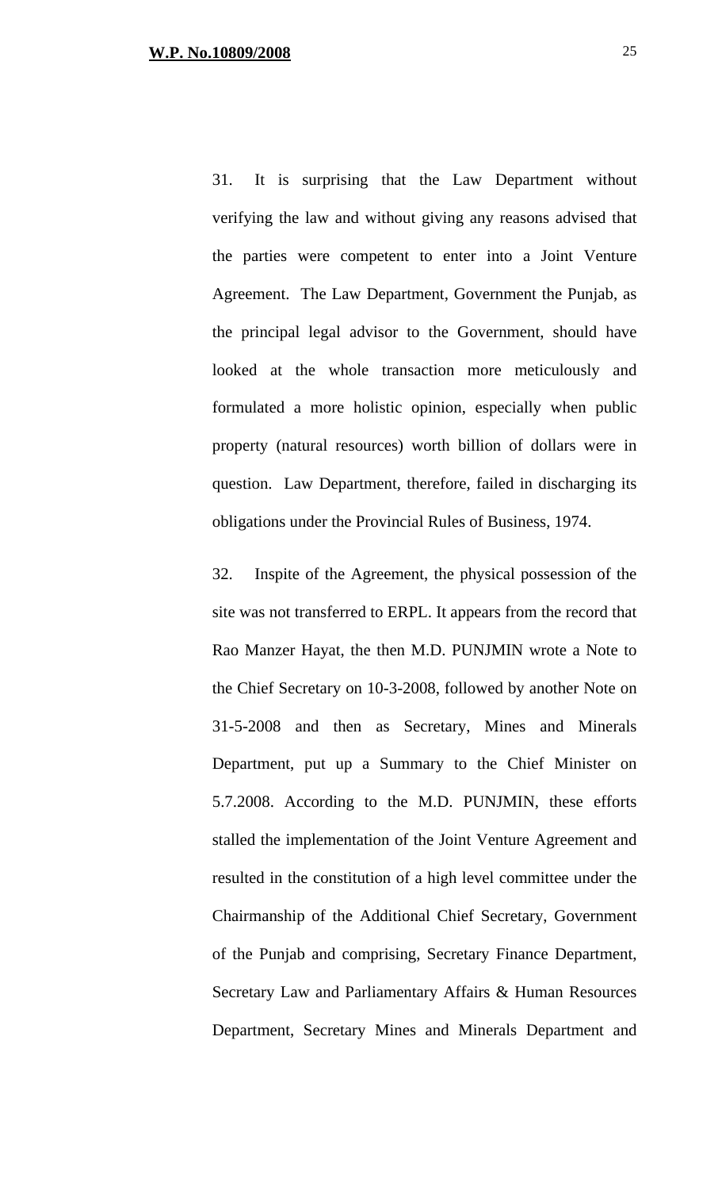31. It is surprising that the Law Department without verifying the law and without giving any reasons advised that the parties were competent to enter into a Joint Venture Agreement. The Law Department, Government the Punjab, as the principal legal advisor to the Government, should have looked at the whole transaction more meticulously and formulated a more holistic opinion, especially when public property (natural resources) worth billion of dollars were in question. Law Department, therefore, failed in discharging its obligations under the Provincial Rules of Business, 1974.

32. Inspite of the Agreement, the physical possession of the site was not transferred to ERPL. It appears from the record that Rao Manzer Hayat, the then M.D. PUNJMIN wrote a Note to the Chief Secretary on 10-3-2008, followed by another Note on 31-5-2008 and then as Secretary, Mines and Minerals Department, put up a Summary to the Chief Minister on 5.7.2008. According to the M.D. PUNJMIN, these efforts stalled the implementation of the Joint Venture Agreement and resulted in the constitution of a high level committee under the Chairmanship of the Additional Chief Secretary, Government of the Punjab and comprising, Secretary Finance Department, Secretary Law and Parliamentary Affairs & Human Resources Department, Secretary Mines and Minerals Department and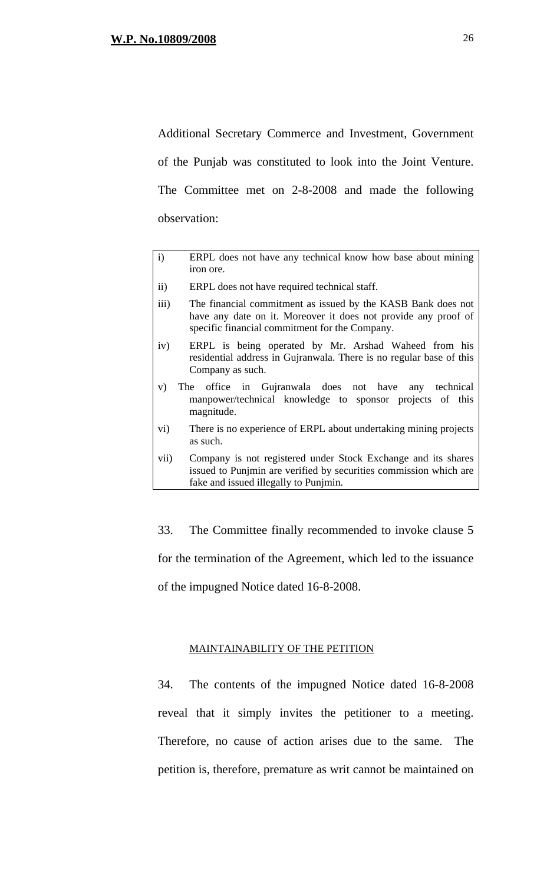Additional Secretary Commerce and Investment, Government of the Punjab was constituted to look into the Joint Venture. The Committee met on 2-8-2008 and made the following observation:

| | |
|---|---|
| i) | ERPL does not have any technical know how base about mining iron ore. |
| ii) | ERPL does not have required technical staff. |
| iii) | The financial commitment as issued by the KASB Bank does not have any date on it. Moreover it does not provide any proof of specific financial commitment for the Company. |
| iv) | ERPL is being operated by Mr. Arshad Waheed from his residential address in Gujranwala. There is no regular base of this Company as such. |
| v) | The office in Gujranwala does not have any technical manpower/technical knowledge to sponsor projects of this magnitude. |
| vi) | There is no experience of ERPL about undertaking mining projects as such. |
| vii) | Company is not registered under Stock Exchange and its shares issued to Punjmin are verified by securities commission which are fake and issued illegally to Punjmin. |

33. The Committee finally recommended to invoke clause 5 for the termination of the Agreement, which led to the issuance of the impugned Notice dated 16-8-2008.

MAINTAINABILITY OF THE PETITION

34. The contents of the impugned Notice dated 16-8-2008 reveal that it simply invites the petitioner to a meeting. Therefore, no cause of action arises due to the same. The petition is, therefore, premature as writ cannot be maintained on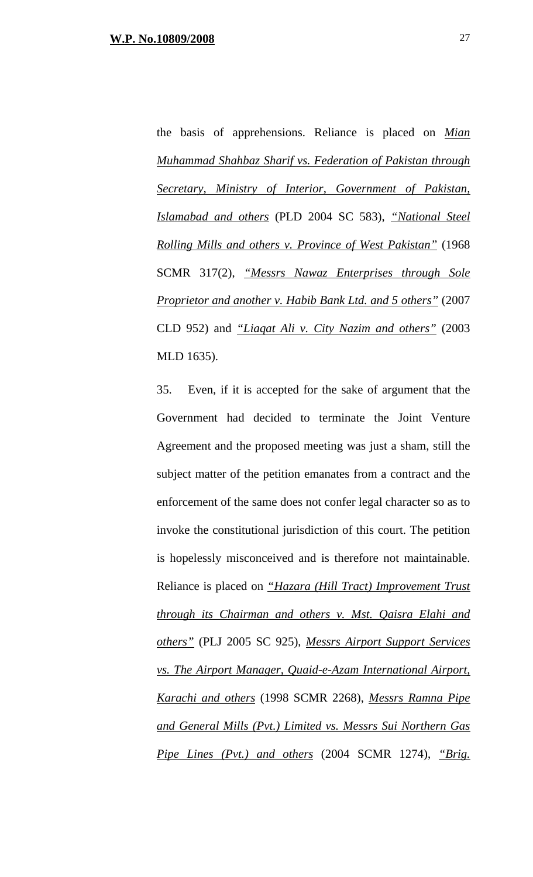the basis of apprehensions. Reliance is placed on *Mian Muhammad Shahbaz Sharif vs. Federation of Pakistan through Secretary, Ministry of Interior, Government of Pakistan, Islamabad and others* (PLD 2004 SC 583), *"National Steel Rolling Mills and others v. Province of West Pakistan"* (1968 SCMR 317(2), *"Messrs Nawaz Enterprises through Sole Proprietor and another v. Habib Bank Ltd. and 5 others"* (2007 CLD 952) and *"Liaqat Ali v. City Nazim and others"* (2003 MLD 1635).

35. Even, if it is accepted for the sake of argument that the Government had decided to terminate the Joint Venture Agreement and the proposed meeting was just a sham, still the subject matter of the petition emanates from a contract and the enforcement of the same does not confer legal character so as to invoke the constitutional jurisdiction of this court. The petition is hopelessly misconceived and is therefore not maintainable. Reliance is placed on *"Hazara (Hill Tract) Improvement Trust through its Chairman and others v. Mst. Qaisra Elahi and others"* (PLJ 2005 SC 925), *Messrs Airport Support Services vs. The Airport Manager, Quaid-e-Azam International Airport, Karachi and others* (1998 SCMR 2268), *Messrs Ramna Pipe and General Mills (Pvt.) Limited vs. Messrs Sui Northern Gas Pipe Lines (Pvt.) and others* (2004 SCMR 1274), *"Brig.*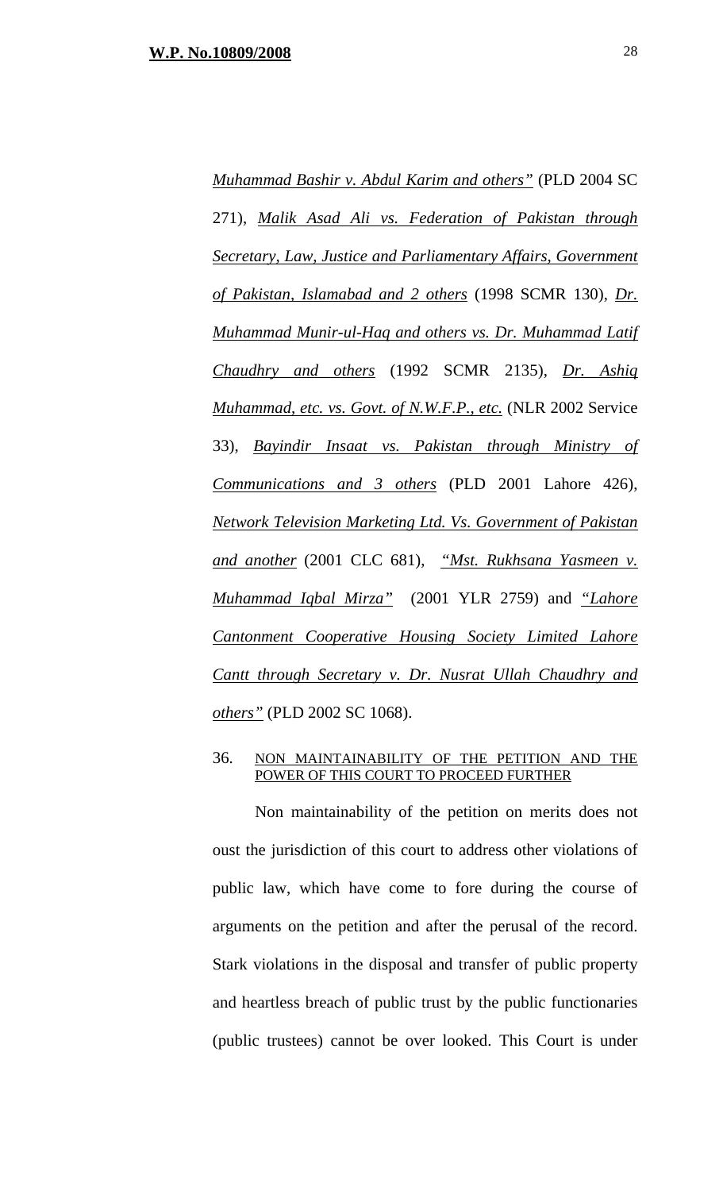*Muhammad Bashir v. Abdul Karim and others"* (PLD 2004 SC 271), *Malik Asad Ali vs. Federation of Pakistan through Secretary, Law, Justice and Parliamentary Affairs, Government of Pakistan, Islamabad and 2 others* (1998 SCMR 130), *Dr. Muhammad Munir-ul-Haq and others vs. Dr. Muhammad Latif Chaudhry and others* (1992 SCMR 2135), *Dr. Ashiq Muhammad, etc. vs. Govt. of N.W.F.P., etc.* (NLR 2002 Service 33), *Bayindir Insaat vs. Pakistan through Ministry of Communications and 3 others* (PLD 2001 Lahore 426), *Network Television Marketing Ltd. Vs. Government of Pakistan and another* (2001 CLC 681), *"Mst. Rukhsana Yasmeen v. Muhammad Iqbal Mirza"* (2001 YLR 2759) and *"Lahore Cantonment Cooperative Housing Society Limited Lahore Cantt through Secretary v. Dr. Nusrat Ullah Chaudhry and others"* (PLD 2002 SC 1068).

36. NON MAINTAINABILITY OF THE PETITION AND THE POWER OF THIS COURT TO PROCEED FURTHER

Non maintainability of the petition on merits does not oust the jurisdiction of this court to address other violations of public law, which have come to fore during the course of arguments on the petition and after the perusal of the record. Stark violations in the disposal and transfer of public property and heartless breach of public trust by the public functionaries (public trustees) cannot be over looked. This Court is under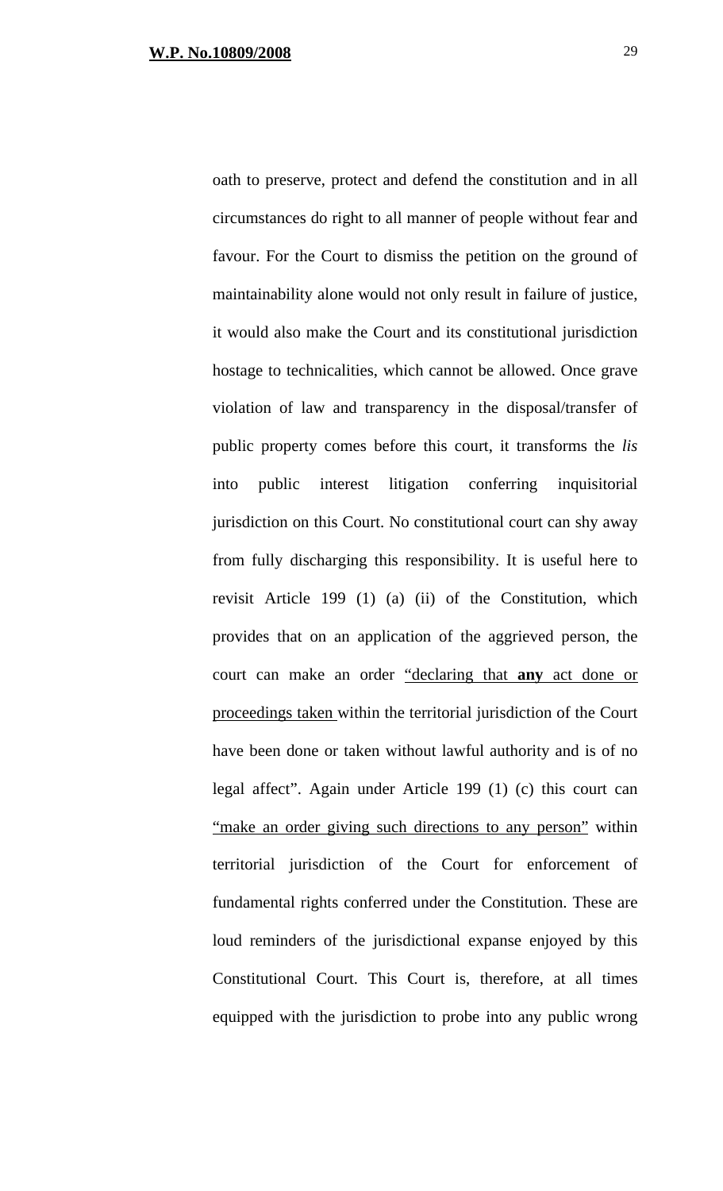oath to preserve, protect and defend the constitution and in all circumstances do right to all manner of people without fear and favour. For the Court to dismiss the petition on the ground of maintainability alone would not only result in failure of justice, it would also make the Court and its constitutional jurisdiction hostage to technicalities, which cannot be allowed. Once grave violation of law and transparency in the disposal/transfer of public property comes before this court, it transforms the *lis* into public interest litigation conferring inquisitorial jurisdiction on this Court. No constitutional court can shy away from fully discharging this responsibility. It is useful here to revisit Article 199 (1) (a) (ii) of the Constitution, which provides that on an application of the aggrieved person, the court can make an order "declaring that **any** act done or proceedings taken within the territorial jurisdiction of the Court have been done or taken without lawful authority and is of no legal affect". Again under Article 199 (1) (c) this court can "make an order giving such directions to any person" within territorial jurisdiction of the Court for enforcement of fundamental rights conferred under the Constitution. These are loud reminders of the jurisdictional expanse enjoyed by this Constitutional Court. This Court is, therefore, at all times equipped with the jurisdiction to probe into any public wrong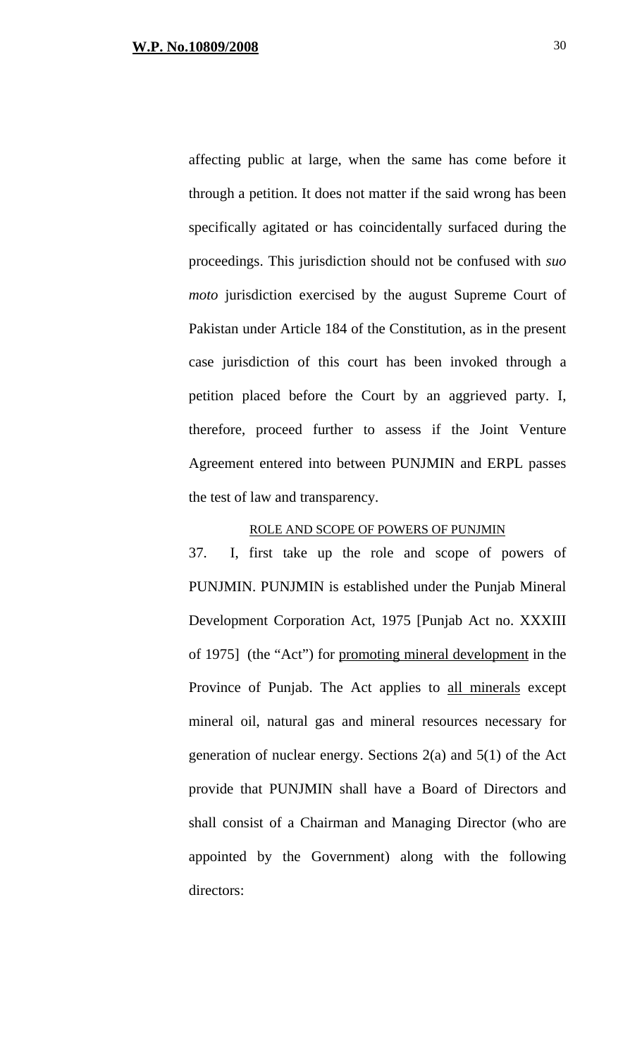affecting public at large, when the same has come before it through a petition. It does not matter if the said wrong has been specifically agitated or has coincidentally surfaced during the proceedings. This jurisdiction should not be confused with *suo moto* jurisdiction exercised by the august Supreme Court of Pakistan under Article 184 of the Constitution, as in the present case jurisdiction of this court has been invoked through a petition placed before the Court by an aggrieved party. I, therefore, proceed further to assess if the Joint Venture Agreement entered into between PUNJMIN and ERPL passes the test of law and transparency.

ROLE AND SCOPE OF POWERS OF PUNJMIN

37. I, first take up the role and scope of powers of PUNJMIN. PUNJMIN is established under the Punjab Mineral Development Corporation Act, 1975 [Punjab Act no. XXXIII of 1975] (the "Act") for promoting mineral development in the Province of Punjab. The Act applies to all minerals except mineral oil, natural gas and mineral resources necessary for generation of nuclear energy. Sections 2(a) and 5(1) of the Act provide that PUNJMIN shall have a Board of Directors and shall consist of a Chairman and Managing Director (who are appointed by the Government) along with the following directors: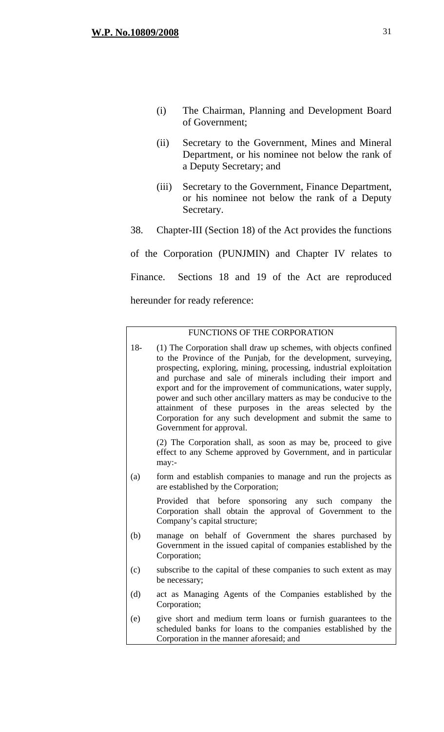(i) The Chairman, Planning and Development Board of Government;

(ii) Secretary to the Government, Mines and Mineral Department, or his nominee not below the rank of a Deputy Secretary; and

(iii) Secretary to the Government, Finance Department, or his nominee not below the rank of a Deputy Secretary.

38. Chapter-III (Section 18) of the Act provides the functions of the Corporation (PUNJMIN) and Chapter IV relates to Finance. Sections 18 and 19 of the Act are reproduced hereunder for ready reference:

> FUNCTIONS OF THE CORPORATION
>
> 18- (1) The Corporation shall draw up schemes, with objects confined to the Province of the Punjab, for the development, surveying, prospecting, exploring, mining, processing, industrial exploitation and purchase and sale of minerals including their import and export and for the improvement of communications, water supply, power and such other ancillary matters as may be conducive to the attainment of these purposes in the areas selected by the Corporation for any such development and submit the same to Government for approval.
>
> (2) The Corporation shall, as soon as may be, proceed to give effect to any Scheme approved by Government, and in particular may:-
>
> (a) form and establish companies to manage and run the projects as are established by the Corporation;
>
> Provided that before sponsoring any such company the Corporation shall obtain the approval of Government to the Company's capital structure;
>
> (b) manage on behalf of Government the shares purchased by Government in the issued capital of companies established by the Corporation;
>
> (c) subscribe to the capital of these companies to such extent as may be necessary;
>
> (d) act as Managing Agents of the Companies established by the Corporation;
>
> (e) give short and medium term loans or furnish guarantees to the scheduled banks for loans to the companies established by the Corporation in the manner aforesaid; and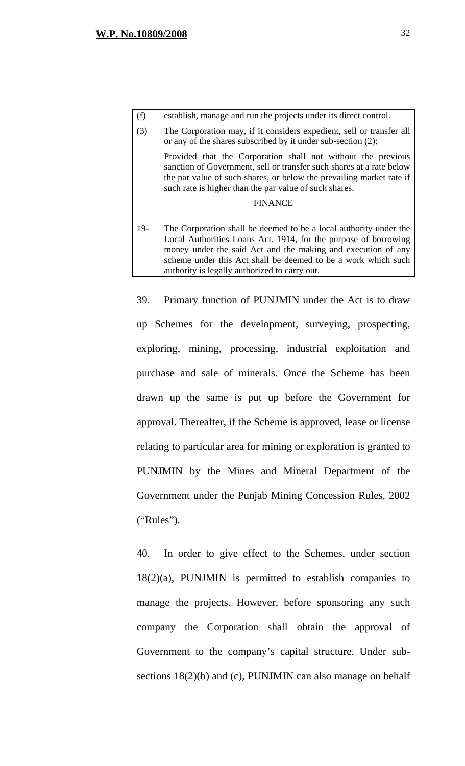| | |
|---|---|
| (f) | establish, manage and run the projects under its direct control. |
| (3) | The Corporation may, if it considers expedient, sell or transfer all or any of the shares subscribed by it under sub-section (2): <br><br> Provided that the Corporation shall not without the previous sanction of Government, sell or transfer such shares at a rate below the par value of such shares, or below the prevailing market rate if such rate is higher than the par value of such shares. <br><br> FINANCE |
| 19- | The Corporation shall be deemed to be a local authority under the Local Authorities Loans Act. 1914, for the purpose of borrowing money under the said Act and the making and execution of any scheme under this Act shall be deemed to be a work which such authority is legally authorized to carry out. |

39. Primary function of PUNJMIN under the Act is to draw up Schemes for the development, surveying, prospecting, exploring, mining, processing, industrial exploitation and purchase and sale of minerals. Once the Scheme has been drawn up the same is put up before the Government for approval. Thereafter, if the Scheme is approved, lease or license relating to particular area for mining or exploration is granted to PUNJMIN by the Mines and Mineral Department of the Government under the Punjab Mining Concession Rules, 2002 ("Rules").

40. In order to give effect to the Schemes, under section 18(2)(a), PUNJMIN is permitted to establish companies to manage the projects. However, before sponsoring any such company the Corporation shall obtain the approval of Government to the company's capital structure. Under sub-sections 18(2)(b) and (c), PUNJMIN can also manage on behalf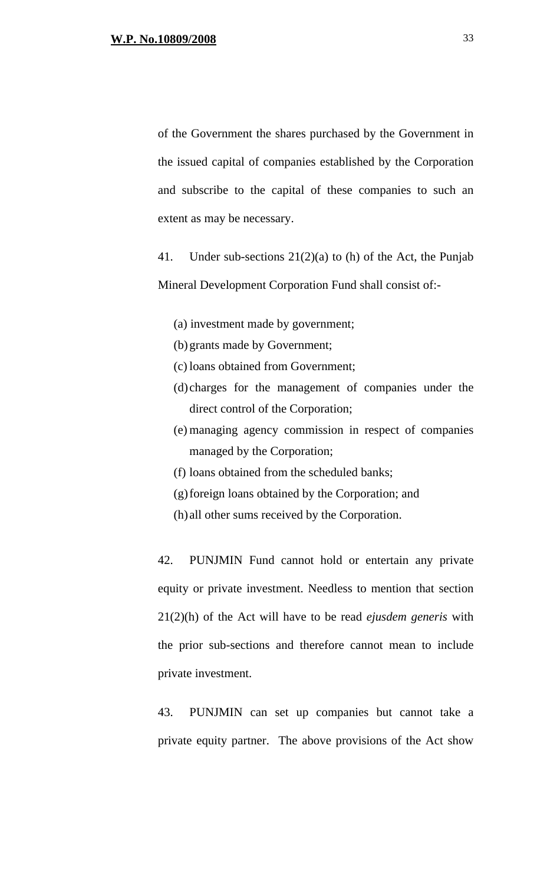of the Government the shares purchased by the Government in the issued capital of companies established by the Corporation and subscribe to the capital of these companies to such an extent as may be necessary.

41. Under sub-sections 21(2)(a) to (h) of the Act, the Punjab Mineral Development Corporation Fund shall consist of:-

(a) investment made by government;
(b) grants made by Government;
(c) loans obtained from Government;
(d) charges for the management of companies under the direct control of the Corporation;
(e) managing agency commission in respect of companies managed by the Corporation;
(f) loans obtained from the scheduled banks;
(g) foreign loans obtained by the Corporation; and
(h) all other sums received by the Corporation.

42. PUNJMIN Fund cannot hold or entertain any private equity or private investment. Needless to mention that section 21(2)(h) of the Act will have to be read *ejusdem generis* with the prior sub-sections and therefore cannot mean to include private investment.

43. PUNJMIN can set up companies but cannot take a private equity partner. The above provisions of the Act show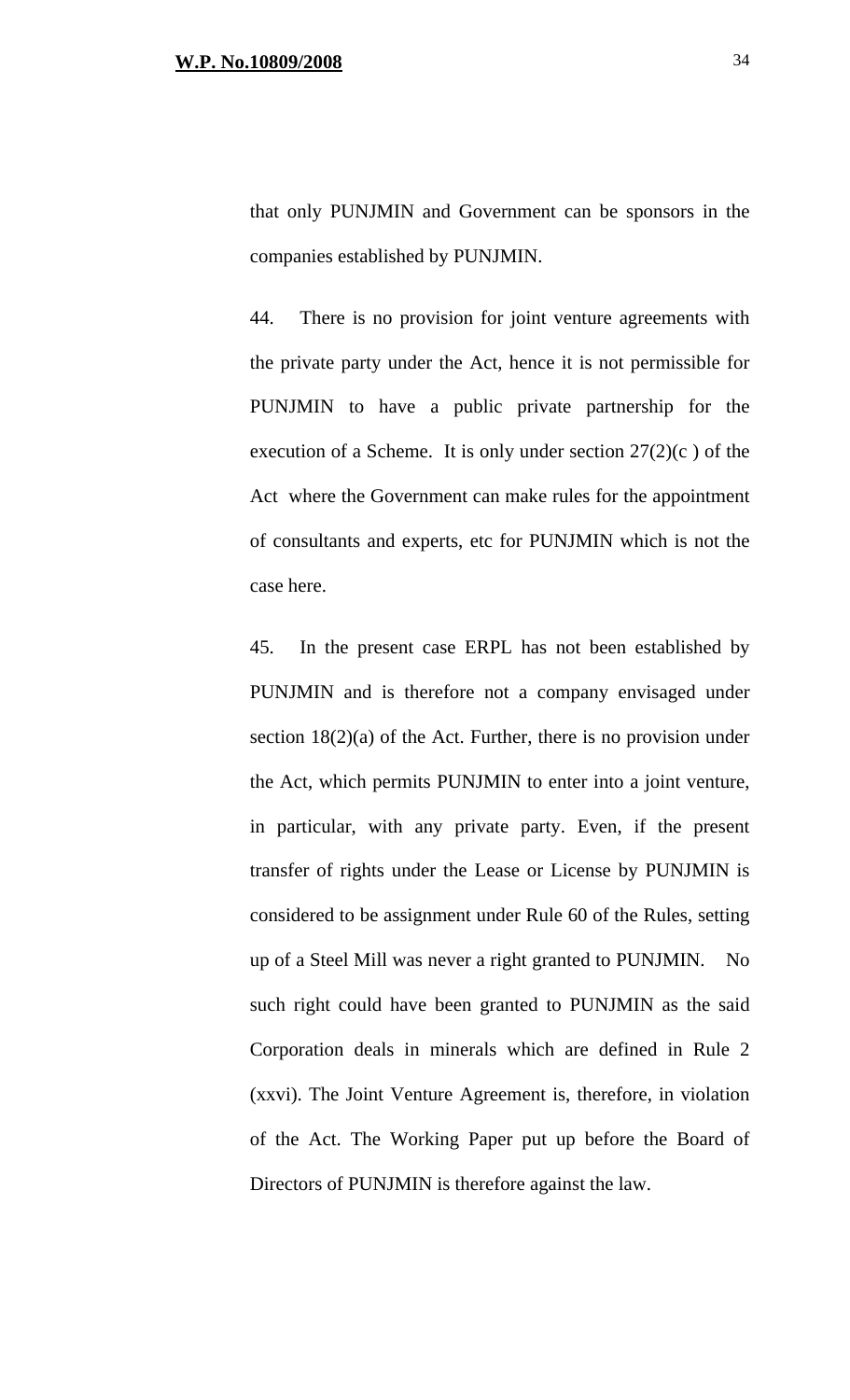that only PUNJMIN and Government can be sponsors in the companies established by PUNJMIN.

44. There is no provision for joint venture agreements with the private party under the Act, hence it is not permissible for PUNJMIN to have a public private partnership for the execution of a Scheme. It is only under section 27(2)(c ) of the Act where the Government can make rules for the appointment of consultants and experts, etc for PUNJMIN which is not the case here.

45. In the present case ERPL has not been established by PUNJMIN and is therefore not a company envisaged under section 18(2)(a) of the Act. Further, there is no provision under the Act, which permits PUNJMIN to enter into a joint venture, in particular, with any private party. Even, if the present transfer of rights under the Lease or License by PUNJMIN is considered to be assignment under Rule 60 of the Rules, setting up of a Steel Mill was never a right granted to PUNJMIN. No such right could have been granted to PUNJMIN as the said Corporation deals in minerals which are defined in Rule 2 (xxvi). The Joint Venture Agreement is, therefore, in violation of the Act. The Working Paper put up before the Board of Directors of PUNJMIN is therefore against the law.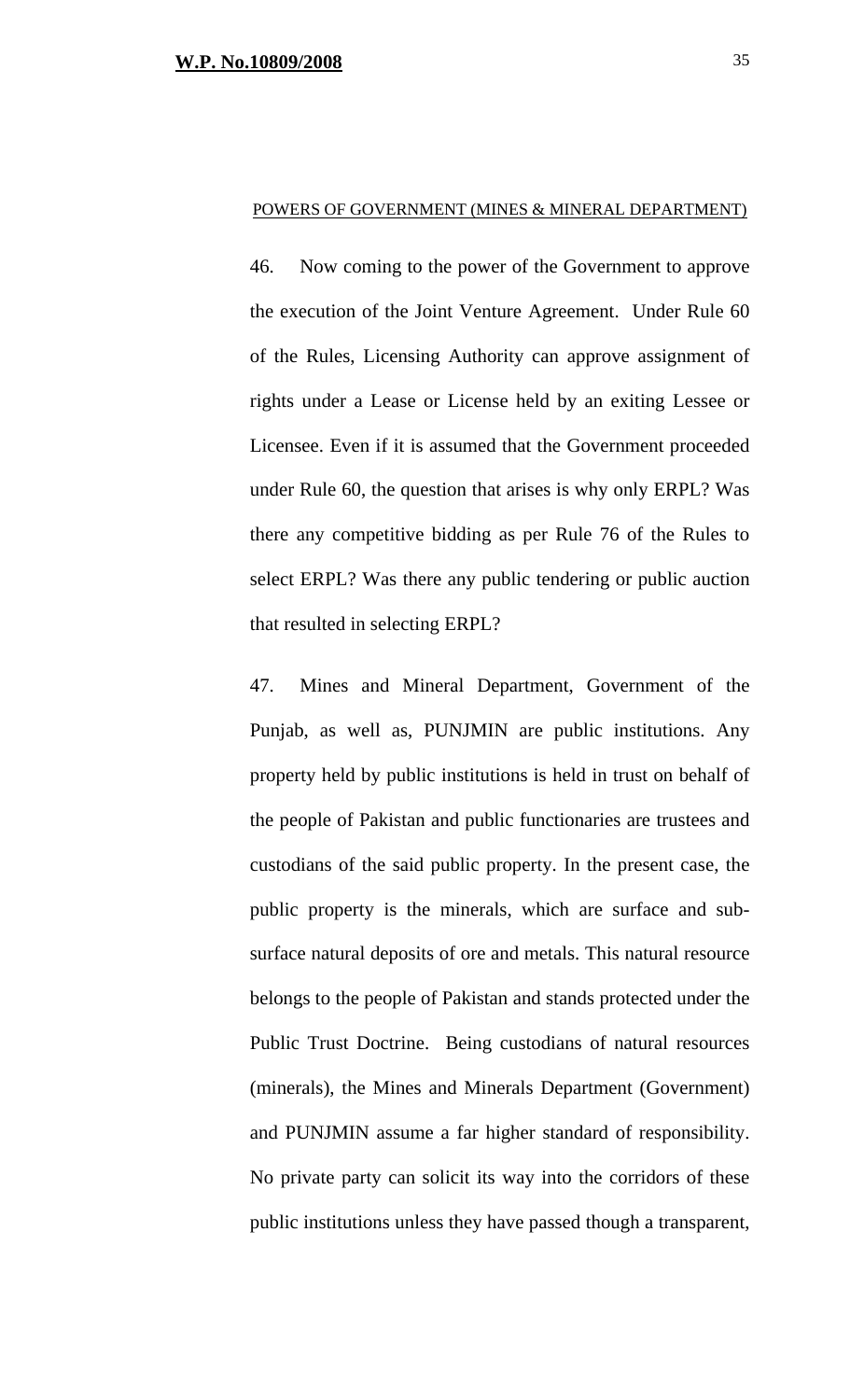POWERS OF GOVERNMENT (MINES & MINERAL DEPARTMENT)

46. Now coming to the power of the Government to approve the execution of the Joint Venture Agreement. Under Rule 60 of the Rules, Licensing Authority can approve assignment of rights under a Lease or License held by an exiting Lessee or Licensee. Even if it is assumed that the Government proceeded under Rule 60, the question that arises is why only ERPL? Was there any competitive bidding as per Rule 76 of the Rules to select ERPL? Was there any public tendering or public auction that resulted in selecting ERPL?

47. Mines and Mineral Department, Government of the Punjab, as well as, PUNJMIN are public institutions. Any property held by public institutions is held in trust on behalf of the people of Pakistan and public functionaries are trustees and custodians of the said public property. In the present case, the public property is the minerals, which are surface and sub-surface natural deposits of ore and metals. This natural resource belongs to the people of Pakistan and stands protected under the Public Trust Doctrine. Being custodians of natural resources (minerals), the Mines and Minerals Department (Government) and PUNJMIN assume a far higher standard of responsibility. No private party can solicit its way into the corridors of these public institutions unless they have passed though a transparent,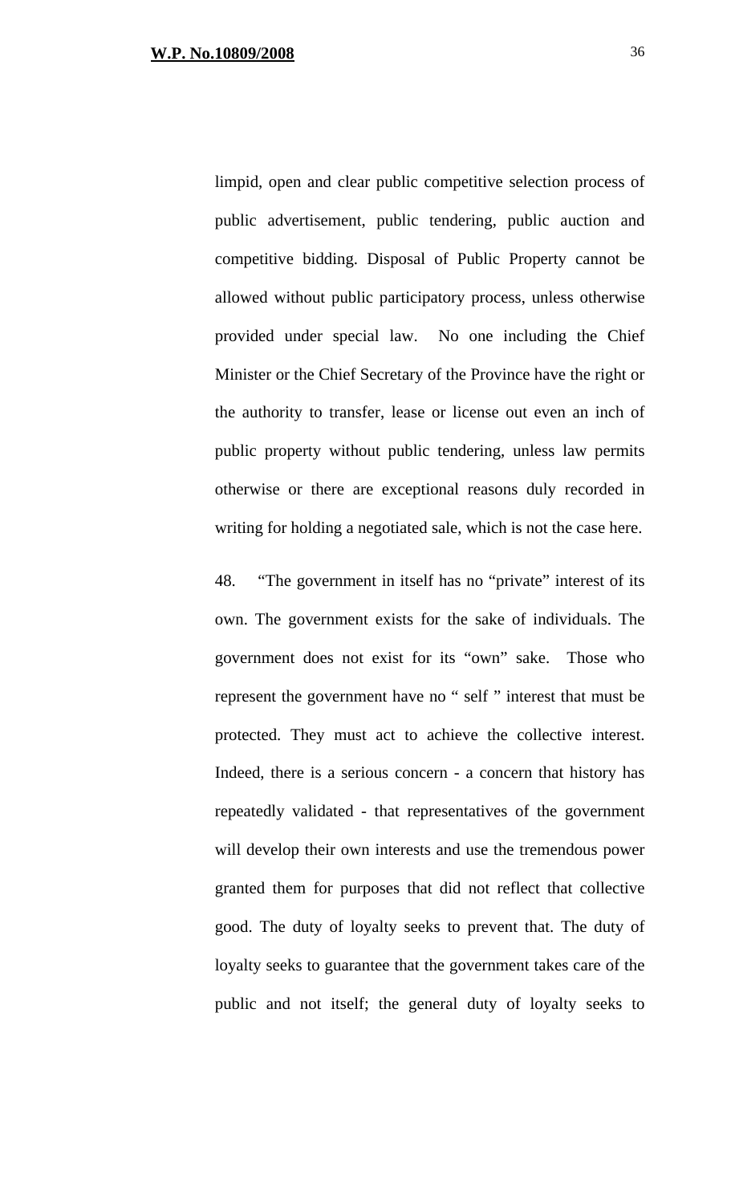limpid, open and clear public competitive selection process of public advertisement, public tendering, public auction and competitive bidding. Disposal of Public Property cannot be allowed without public participatory process, unless otherwise provided under special law. No one including the Chief Minister or the Chief Secretary of the Province have the right or the authority to transfer, lease or license out even an inch of public property without public tendering, unless law permits otherwise or there are exceptional reasons duly recorded in writing for holding a negotiated sale, which is not the case here.

48. "The government in itself has no "private" interest of its own. The government exists for the sake of individuals. The government does not exist for its "own" sake. Those who represent the government have no " self " interest that must be protected. They must act to achieve the collective interest. Indeed, there is a serious concern - a concern that history has repeatedly validated - that representatives of the government will develop their own interests and use the tremendous power granted them for purposes that did not reflect that collective good. The duty of loyalty seeks to prevent that. The duty of loyalty seeks to guarantee that the government takes care of the public and not itself; the general duty of loyalty seeks to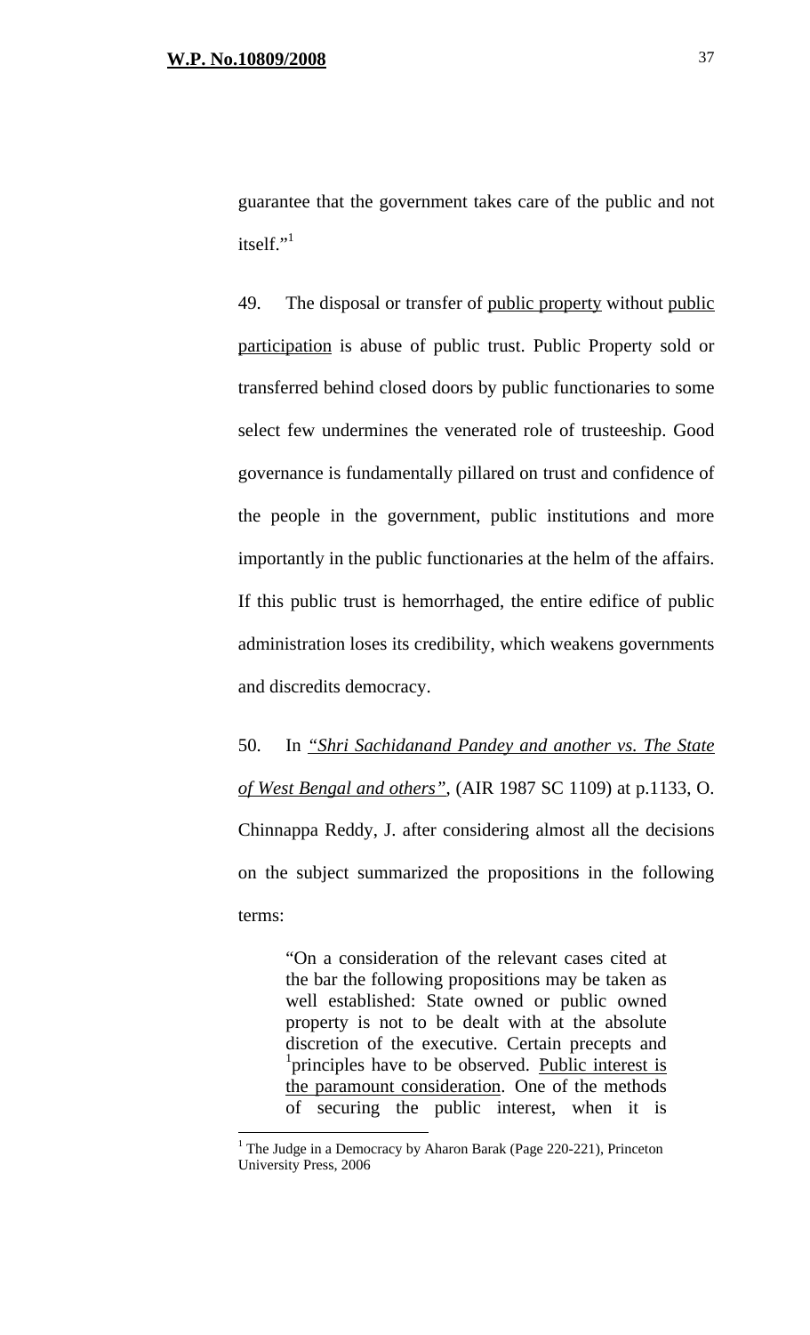guarantee that the government takes care of the public and not itself."[1]

49. The disposal or transfer of <u>public property</u> without <u>public participation</u> is abuse of public trust. Public Property sold or transferred behind closed doors by public functionaries to some select few undermines the venerated role of trusteeship. Good governance is fundamentally pillared on trust and confidence of the people in the government, public institutions and more importantly in the public functionaries at the helm of the affairs. If this public trust is hemorrhaged, the entire edifice of public administration loses its credibility, which weakens governments and discredits democracy.

50. In *<u>"Shri Sachidanand Pandey and another vs. The State of West Bengal and others"</u>*, (AIR 1987 SC 1109) at p.1133, O. Chinnappa Reddy, J. after considering almost all the decisions on the subject summarized the propositions in the following terms:

> "On a consideration of the relevant cases cited at the bar the following propositions may be taken as well established: State owned or public owned property is not to be dealt with at the absolute discretion of the executive. Certain precepts and principles have to be observed. <u>Public interest is the paramount consideration</u>. One of the methods of securing the public interest, when it is

---

[1] The Judge in a Democracy by Aharon Barak (Page 220-221), Princeton University Press, 2006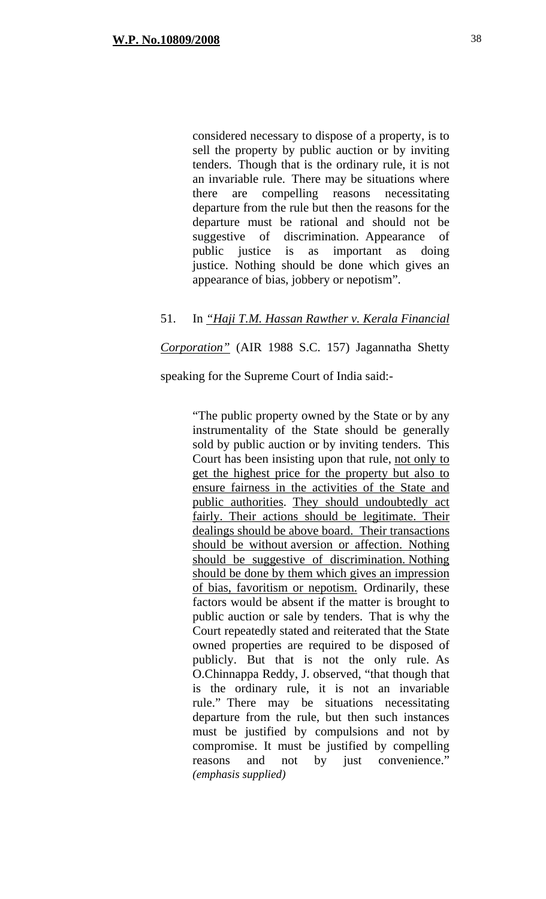> considered necessary to dispose of a property, is to sell the property by public auction or by inviting tenders. Though that is the ordinary rule, it is not an invariable rule. There may be situations where there are compelling reasons necessitating departure from the rule but then the reasons for the departure must be rational and should not be suggestive of discrimination. Appearance of public justice is as important as doing justice. Nothing should be done which gives an appearance of bias, jobbery or nepotism".

51. In *"Haji T.M. Hassan Rawther v. Kerala Financial Corporation"* (AIR 1988 S.C. 157) Jagannatha Shetty speaking for the Supreme Court of India said:-

> "The public property owned by the State or by any instrumentality of the State should be generally sold by public auction or by inviting tenders. This Court has been insisting upon that rule, not only to get the highest price for the property but also to ensure fairness in the activities of the State and public authorities. They should undoubtedly act fairly. Their actions should be legitimate. Their dealings should be above board. Their transactions should be without aversion or affection. Nothing should be suggestive of discrimination. Nothing should be done by them which gives an impression of bias, favoritism or nepotism. Ordinarily, these factors would be absent if the matter is brought to public auction or sale by tenders. That is why the Court repeatedly stated and reiterated that the State owned properties are required to be disposed of publicly. But that is not the only rule. As O.Chinnappa Reddy, J. observed, "that though that is the ordinary rule, it is not an invariable rule." There may be situations necessitating departure from the rule, but then such instances must be justified by compulsions and not by compromise. It must be justified by compelling reasons and not by just convenience." *(emphasis supplied)*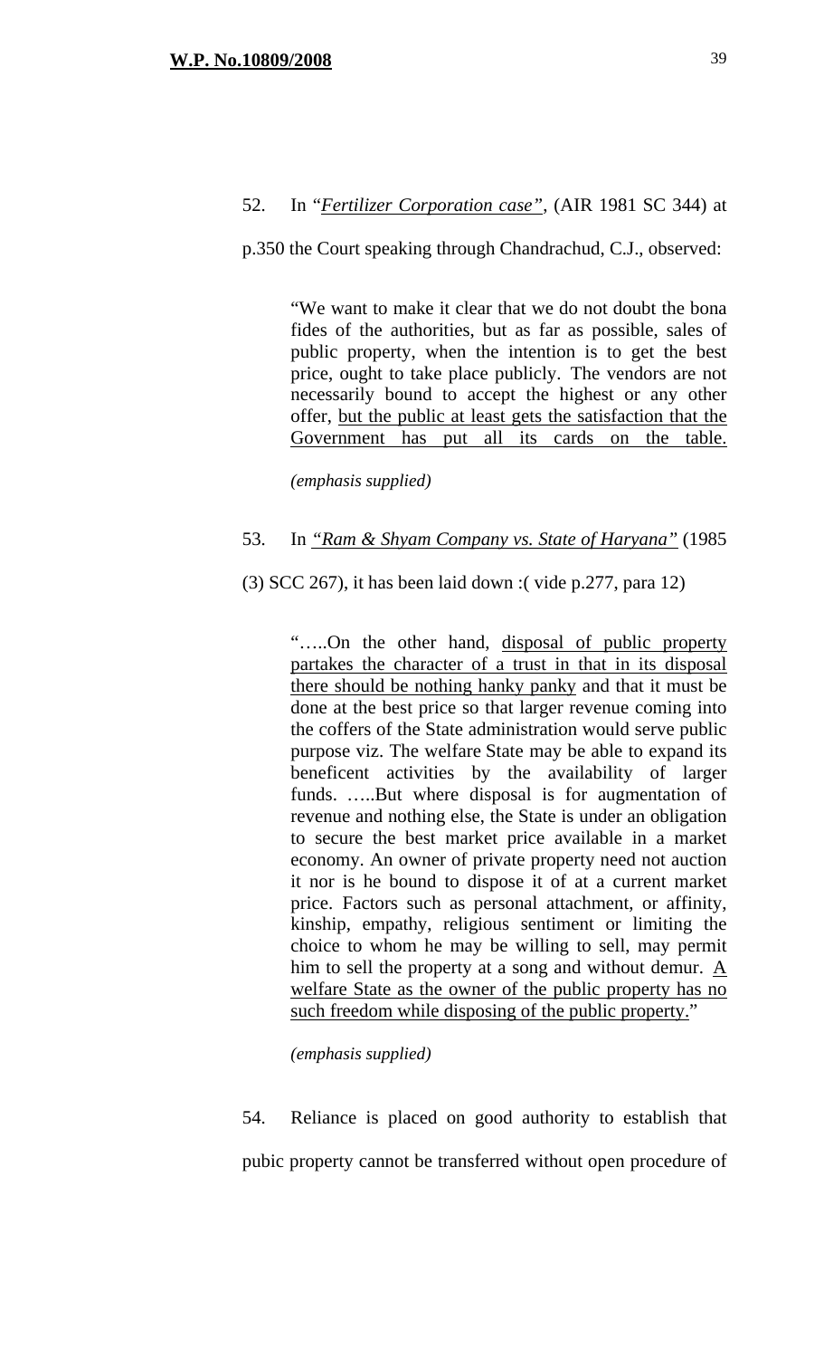52. In "*Fertilizer Corporation case*", (AIR 1981 SC 344) at p.350 the Court speaking through Chandrachud, C.J., observed:

> "We want to make it clear that we do not doubt the bona fides of the authorities, but as far as possible, sales of public property, when the intention is to get the best price, ought to take place publicly. The vendors are not necessarily bound to accept the highest or any other offer, <u>but the public at least gets the satisfaction that the Government has put all its cards on the table.</u>
>
> *(emphasis supplied)*

53. In *"Ram & Shyam Company vs. State of Haryana"* (1985 (3) SCC 267), it has been laid down :( vide p.277, para 12)

> "…..On the other hand, <u>disposal of public property partakes the character of a trust in that in its disposal there should be nothing hanky panky</u> and that it must be done at the best price so that larger revenue coming into the coffers of the State administration would serve public purpose viz. The welfare State may be able to expand its beneficent activities by the availability of larger funds. …..But where disposal is for augmentation of revenue and nothing else, the State is under an obligation to secure the best market price available in a market economy. An owner of private property need not auction it nor is he bound to dispose it of at a current market price. Factors such as personal attachment, or affinity, kinship, empathy, religious sentiment or limiting the choice to whom he may be willing to sell, may permit him to sell the property at a song and without demur. <u>A welfare State as the owner of the public property has no such freedom while disposing of the public property.</u>"
>
> *(emphasis supplied)*

54. Reliance is placed on good authority to establish that pubic property cannot be transferred without open procedure of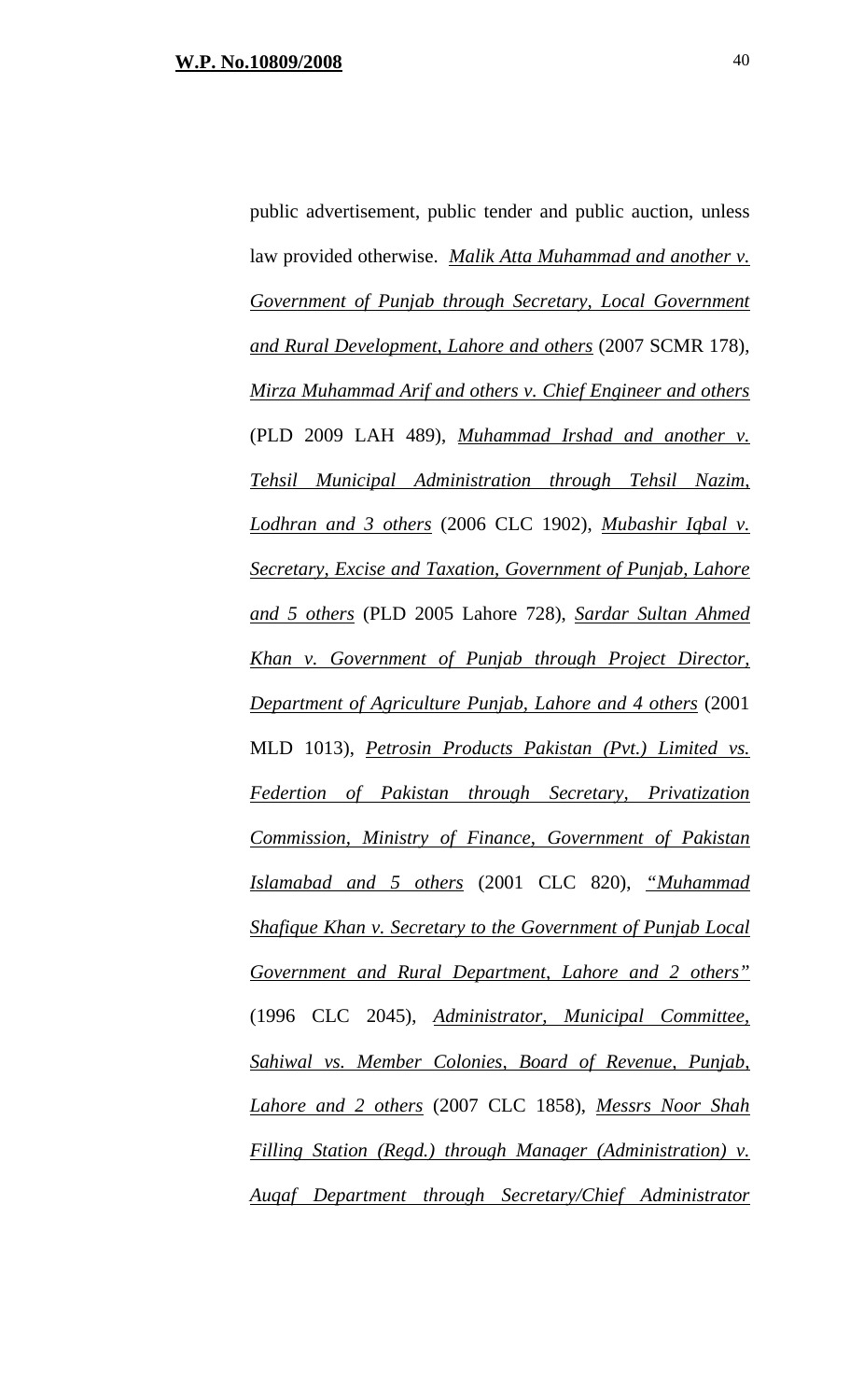public advertisement, public tender and public auction, unless law provided otherwise. *Malik Atta Muhammad and another v. Government of Punjab through Secretary, Local Government and Rural Development, Lahore and others* (2007 SCMR 178), *Mirza Muhammad Arif and others v. Chief Engineer and others* (PLD 2009 LAH 489), *Muhammad Irshad and another v. Tehsil Municipal Administration through Tehsil Nazim, Lodhran and 3 others* (2006 CLC 1902), *Mubashir Iqbal v. Secretary, Excise and Taxation, Government of Punjab, Lahore and 5 others* (PLD 2005 Lahore 728), *Sardar Sultan Ahmed Khan v. Government of Punjab through Project Director, Department of Agriculture Punjab, Lahore and 4 others* (2001 MLD 1013), *Petrosin Products Pakistan (Pvt.) Limited vs. Federtion of Pakistan through Secretary, Privatization Commission, Ministry of Finance, Government of Pakistan Islamabad and 5 others* (2001 CLC 820), *"Muhammad Shafique Khan v. Secretary to the Government of Punjab Local Government and Rural Department, Lahore and 2 others"* (1996 CLC 2045), *Administrator, Municipal Committee, Sahiwal vs. Member Colonies, Board of Revenue, Punjab, Lahore and 2 others* (2007 CLC 1858), *Messrs Noor Shah Filling Station (Regd.) through Manager (Administration) v. Auqaf Department through Secretary/Chief Administrator*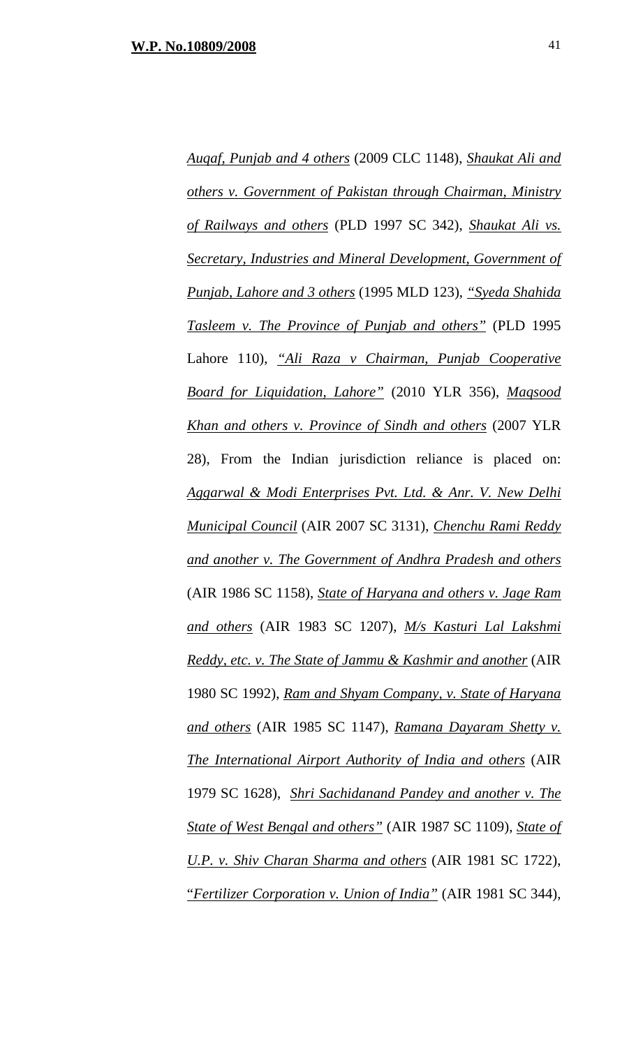*Auqaf, Punjab and 4 others* (2009 CLC 1148), *Shaukat Ali and others v. Government of Pakistan through Chairman, Ministry of Railways and others* (PLD 1997 SC 342), *Shaukat Ali vs. Secretary, Industries and Mineral Development, Government of Punjab, Lahore and 3 others* (1995 MLD 123), *"Syeda Shahida Tasleem v. The Province of Punjab and others"* (PLD 1995 Lahore 110), *"Ali Raza v Chairman, Punjab Cooperative Board for Liquidation, Lahore"* (2010 YLR 356), *Maqsood Khan and others v. Province of Sindh and others* (2007 YLR 28), From the Indian jurisdiction reliance is placed on: *Aggarwal & Modi Enterprises Pvt. Ltd. & Anr. V. New Delhi Municipal Council* (AIR 2007 SC 3131), *Chenchu Rami Reddy and another v. The Government of Andhra Pradesh and others* (AIR 1986 SC 1158), *State of Haryana and others v. Jage Ram and others* (AIR 1983 SC 1207), *M/s Kasturi Lal Lakshmi Reddy, etc. v. The State of Jammu & Kashmir and another* (AIR 1980 SC 1992), *Ram and Shyam Company, v. State of Haryana and others* (AIR 1985 SC 1147), *Ramana Dayaram Shetty v. The International Airport Authority of India and others* (AIR 1979 SC 1628), *Shri Sachidanand Pandey and another v. The State of West Bengal and others"* (AIR 1987 SC 1109), *State of U.P. v. Shiv Charan Sharma and others* (AIR 1981 SC 1722), *"Fertilizer Corporation v. Union of India"* (AIR 1981 SC 344),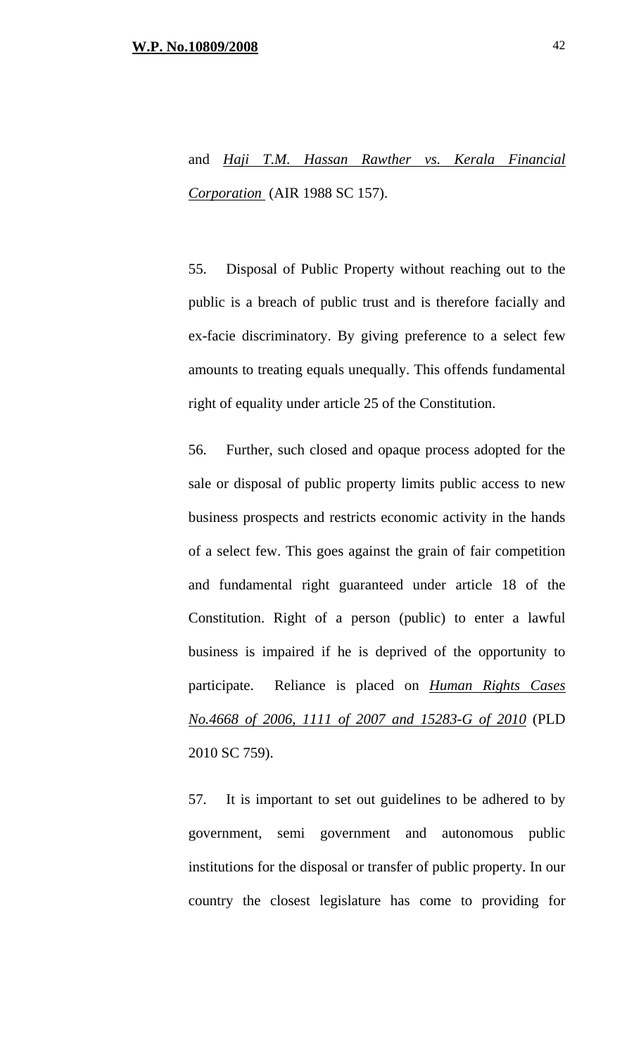and *Haji T.M. Hassan Rawther vs. Kerala Financial Corporation* (AIR 1988 SC 157).

55. Disposal of Public Property without reaching out to the public is a breach of public trust and is therefore facially and ex-facie discriminatory. By giving preference to a select few amounts to treating equals unequally. This offends fundamental right of equality under article 25 of the Constitution.

56. Further, such closed and opaque process adopted for the sale or disposal of public property limits public access to new business prospects and restricts economic activity in the hands of a select few. This goes against the grain of fair competition and fundamental right guaranteed under article 18 of the Constitution. Right of a person (public) to enter a lawful business is impaired if he is deprived of the opportunity to participate. Reliance is placed on *Human Rights Cases No.4668 of 2006, 1111 of 2007 and 15283-G of 2010* (PLD 2010 SC 759).

57. It is important to set out guidelines to be adhered to by government, semi government and autonomous public institutions for the disposal or transfer of public property. In our country the closest legislature has come to providing for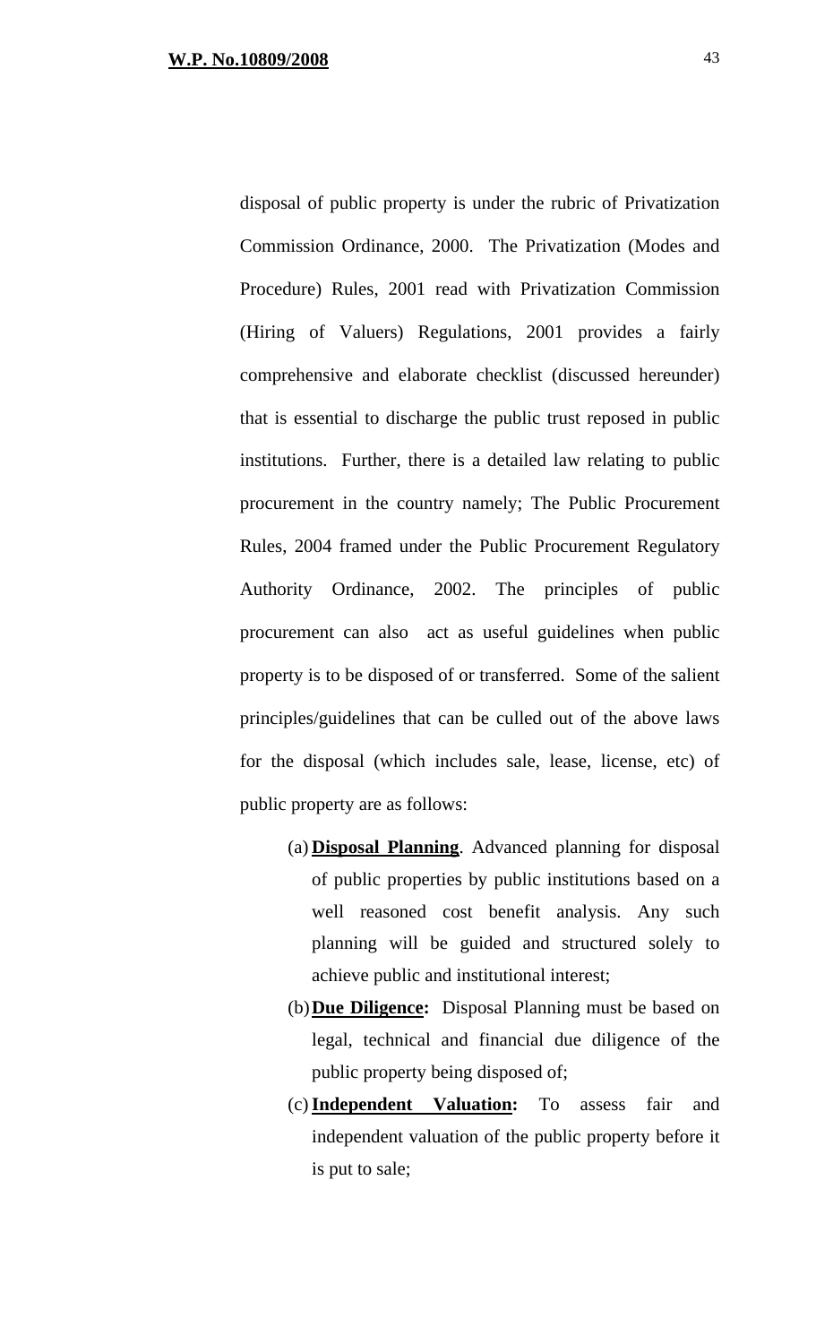disposal of public property is under the rubric of Privatization Commission Ordinance, 2000. The Privatization (Modes and Procedure) Rules, 2001 read with Privatization Commission (Hiring of Valuers) Regulations, 2001 provides a fairly comprehensive and elaborate checklist (discussed hereunder) that is essential to discharge the public trust reposed in public institutions. Further, there is a detailed law relating to public procurement in the country namely; The Public Procurement Rules, 2004 framed under the Public Procurement Regulatory Authority Ordinance, 2002. The principles of public procurement can also act as useful guidelines when public property is to be disposed of or transferred. Some of the salient principles/guidelines that can be culled out of the above laws for the disposal (which includes sale, lease, license, etc) of public property are as follows:

(a) **Disposal Planning**. Advanced planning for disposal of public properties by public institutions based on a well reasoned cost benefit analysis. Any such planning will be guided and structured solely to achieve public and institutional interest;

(b) **Due Diligence:** Disposal Planning must be based on legal, technical and financial due diligence of the public property being disposed of;

(c) **Independent Valuation:** To assess fair and independent valuation of the public property before it is put to sale;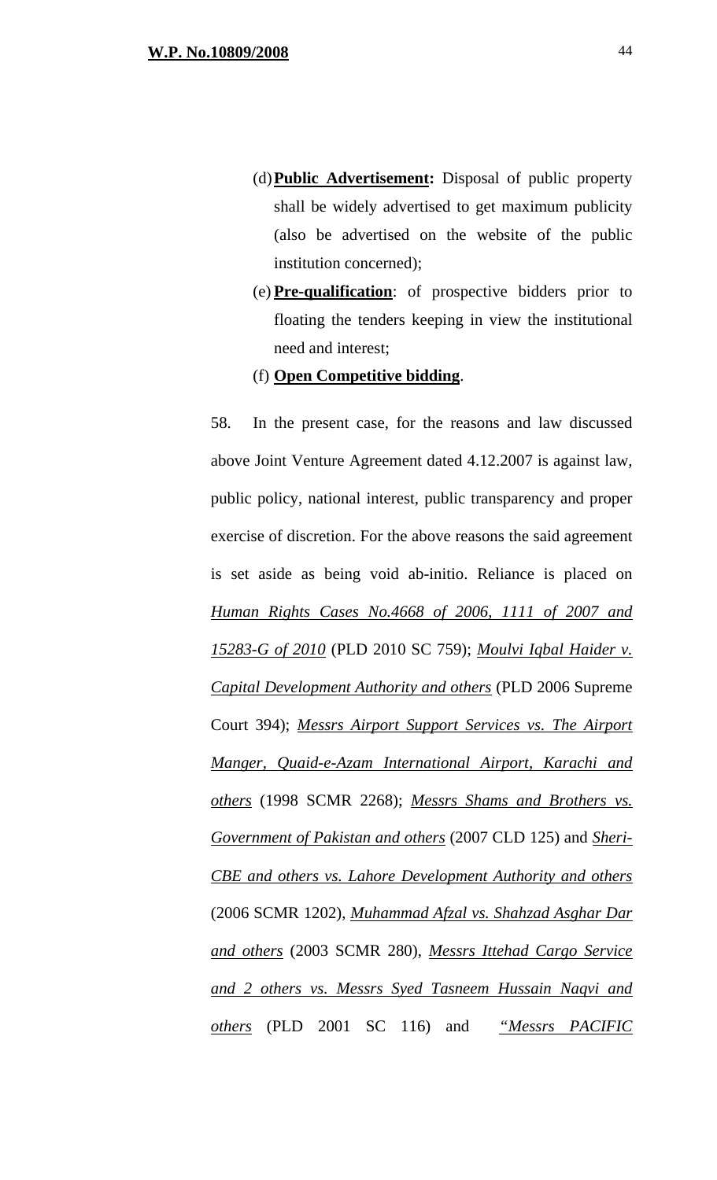(d) **<u>Public Advertisement:</u>** Disposal of public property shall be widely advertised to get maximum publicity (also be advertised on the website of the public institution concerned);

(e) **<u>Pre-qualification</u>**: of prospective bidders prior to floating the tenders keeping in view the institutional need and interest;

(f) **<u>Open Competitive bidding</u>**.

58. In the present case, for the reasons and law discussed above Joint Venture Agreement dated 4.12.2007 is against law, public policy, national interest, public transparency and proper exercise of discretion. For the above reasons the said agreement is set aside as being void ab-initio. Reliance is placed on *<u>Human Rights Cases No.4668 of 2006, 1111 of 2007 and 15283-G of 2010</u>* (PLD 2010 SC 759); *<u>Moulvi Iqbal Haider v. Capital Development Authority and others</u>* (PLD 2006 Supreme Court 394); *<u>Messrs Airport Support Services vs. The Airport Manger, Quaid-e-Azam International Airport, Karachi and others</u>* (1998 SCMR 2268); *<u>Messrs Shams and Brothers vs. Government of Pakistan and others</u>* (2007 CLD 125) and *<u>Sheri-CBE and others vs. Lahore Development Authority and others</u>* (2006 SCMR 1202), *<u>Muhammad Afzal vs. Shahzad Asghar Dar and others</u>* (2003 SCMR 280), *<u>Messrs Ittehad Cargo Service and 2 others vs. Messrs Syed Tasneem Hussain Naqvi and others</u>* (PLD 2001 SC 116) and *<u>"Messrs PACIFIC</u>*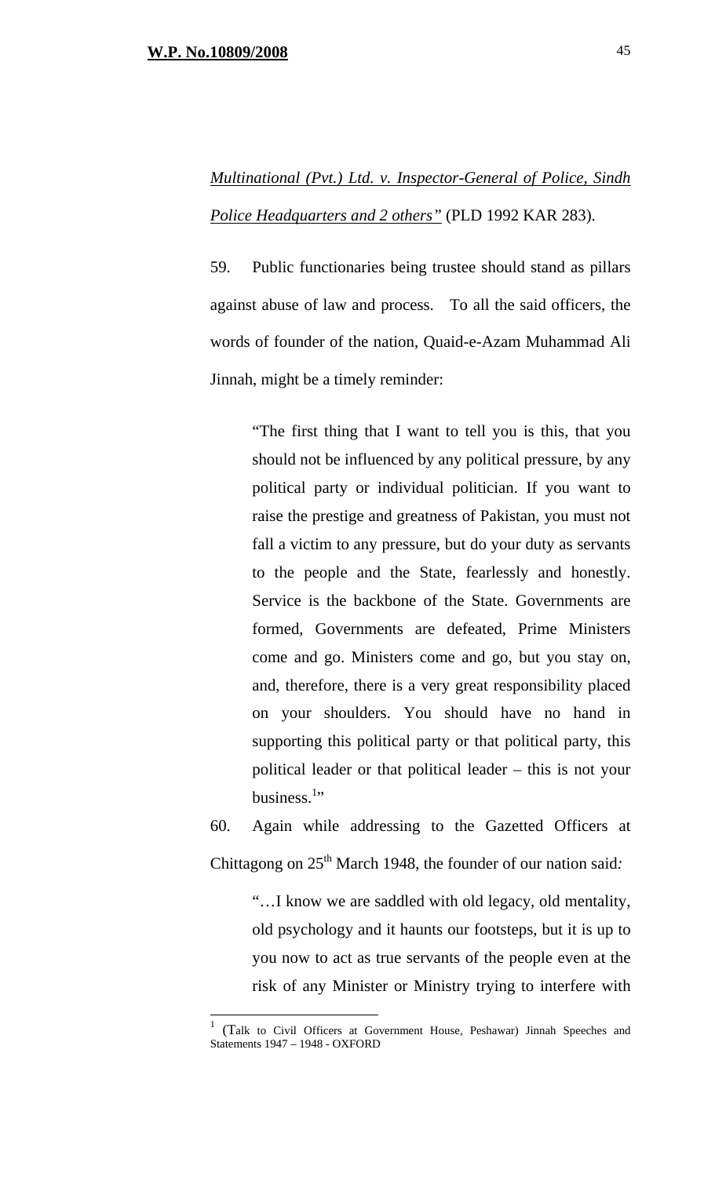*Multinational (Pvt.) Ltd. v. Inspector-General of Police, Sindh Police Headquarters and 2 others"* (PLD 1992 KAR 283).

59. Public functionaries being trustee should stand as pillars against abuse of law and process. To all the said officers, the words of founder of the nation, Quaid-e-Azam Muhammad Ali Jinnah, might be a timely reminder:

> "The first thing that I want to tell you is this, that you should not be influenced by any political pressure, by any political party or individual politician. If you want to raise the prestige and greatness of Pakistan, you must not fall a victim to any pressure, but do your duty as servants to the people and the State, fearlessly and honestly. Service is the backbone of the State. Governments are formed, Governments are defeated, Prime Ministers come and go. Ministers come and go, but you stay on, and, therefore, there is a very great responsibility placed on your shoulders. You should have no hand in supporting this political party or that political party, this political leader or that political leader – this is not your business.[1]"

60. Again while addressing to the Gazetted Officers at Chittagong on 25th March 1948, the founder of our nation said*:*

> "…I know we are saddled with old legacy, old mentality, old psychology and it haunts our footsteps, but it is up to you now to act as true servants of the people even at the risk of any Minister or Ministry trying to interfere with

---

[1] (Talk to Civil Officers at Government House, Peshawar) Jinnah Speeches and Statements 1947 – 1948 - OXFORD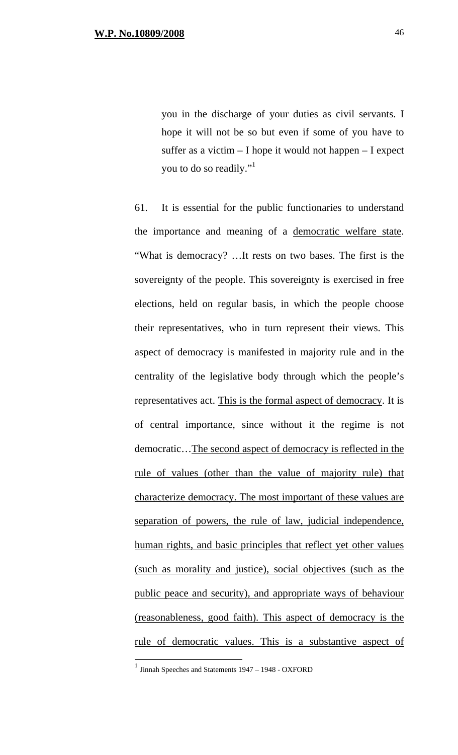> you in the discharge of your duties as civil servants. I hope it will not be so but even if some of you have to suffer as a victim – I hope it would not happen – I expect you to do so readily."[1]

61. It is essential for the public functionaries to understand the importance and meaning of a <u>democratic welfare state</u>. "What is democracy? …It rests on two bases. The first is the sovereignty of the people. This sovereignty is exercised in free elections, held on regular basis, in which the people choose their representatives, who in turn represent their views. This aspect of democracy is manifested in majority rule and in the centrality of the legislative body through which the people's representatives act. <u>This is the formal aspect of democracy</u>. It is of central importance, since without it the regime is not democratic…<u>The second aspect of democracy is reflected in the rule of values (other than the value of majority rule) that characterize democracy. The most important of these values are separation of powers, the rule of law, judicial independence, human rights, and basic principles that reflect yet other values (such as morality and justice), social objectives (such as the public peace and security), and appropriate ways of behaviour (reasonableness, good faith). This aspect of democracy is the rule of democratic values. This is a substantive aspect of</u>

---

[1] Jinnah Speeches and Statements 1947 – 1948 - OXFORD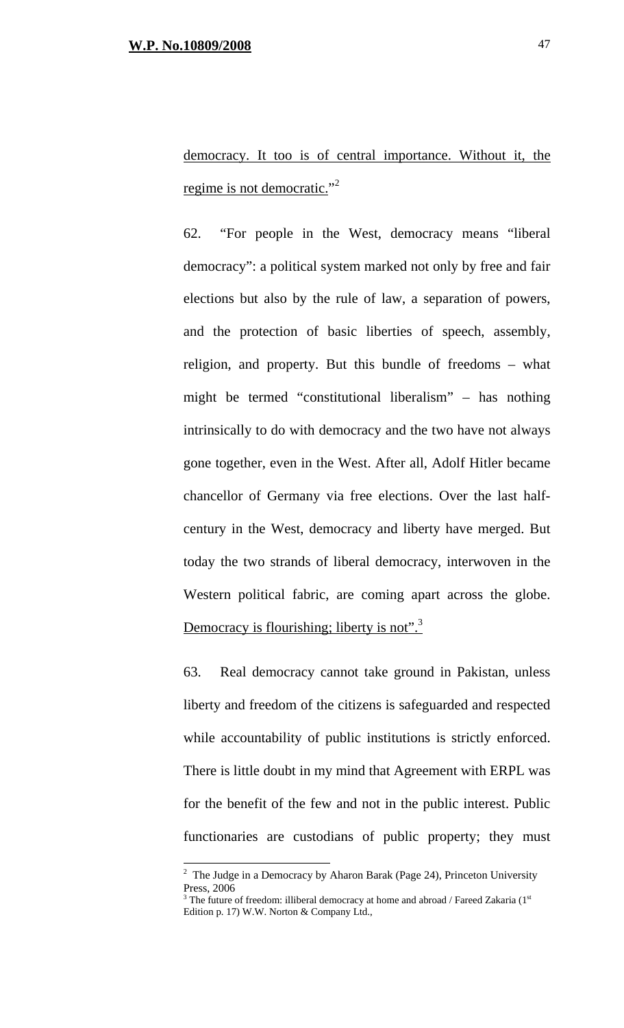democracy. It too is of central importance. Without it, the regime is not democratic."[2]

62. "For people in the West, democracy means "liberal democracy": a political system marked not only by free and fair elections but also by the rule of law, a separation of powers, and the protection of basic liberties of speech, assembly, religion, and property. But this bundle of freedoms – what might be termed "constitutional liberalism" – has nothing intrinsically to do with democracy and the two have not always gone together, even in the West. After all, Adolf Hitler became chancellor of Germany via free elections. Over the last half-century in the West, democracy and liberty have merged. But today the two strands of liberal democracy, interwoven in the Western political fabric, are coming apart across the globe. Democracy is flourishing; liberty is not".[3]

63. Real democracy cannot take ground in Pakistan, unless liberty and freedom of the citizens is safeguarded and respected while accountability of public institutions is strictly enforced. There is little doubt in my mind that Agreement with ERPL was for the benefit of the few and not in the public interest. Public functionaries are custodians of public property; they must

---

[2] The Judge in a Democracy by Aharon Barak (Page 24), Princeton University Press, 2006

[3] The future of freedom: illiberal democracy at home and abroad / Fareed Zakaria (1st Edition p. 17) W.W. Norton & Company Ltd.,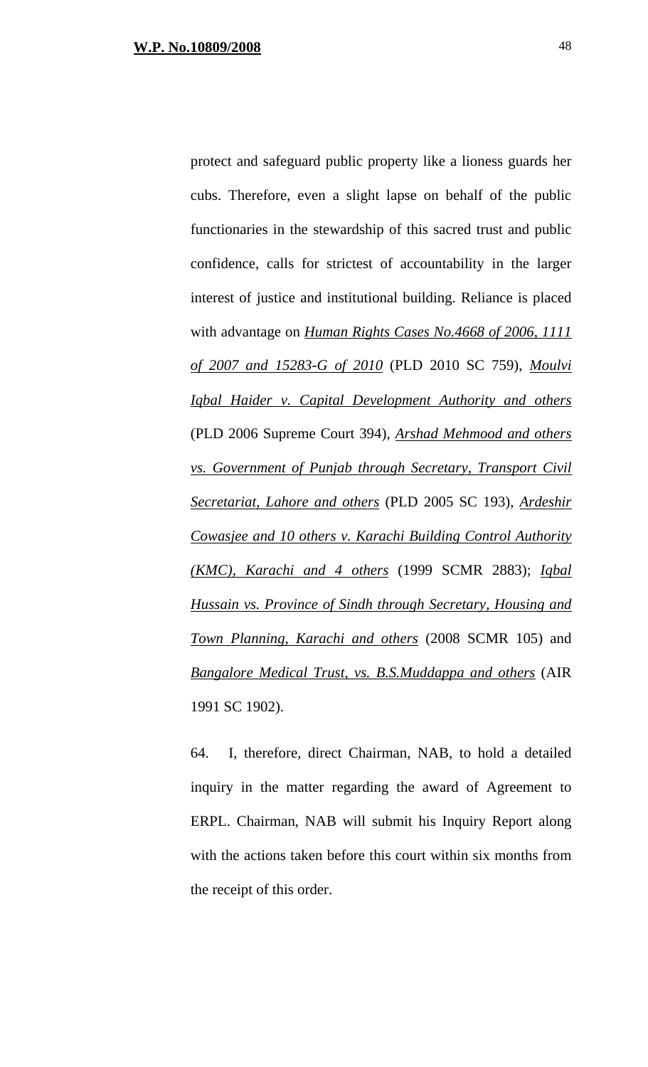protect and safeguard public property like a lioness guards her cubs. Therefore, even a slight lapse on behalf of the public functionaries in the stewardship of this sacred trust and public confidence, calls for strictest of accountability in the larger interest of justice and institutional building. Reliance is placed with advantage on ***Human Rights Cases No.4668 of 2006, 1111 of 2007 and 15283-G of 2010*** (PLD 2010 SC 759), ***Moulvi Iqbal Haider v. Capital Development Authority and others*** (PLD 2006 Supreme Court 394), ***Arshad Mehmood and others vs. Government of Punjab through Secretary, Transport Civil Secretariat, Lahore and others*** (PLD 2005 SC 193), ***Ardeshir Cowasjee and 10 others v. Karachi Building Control Authority (KMC), Karachi and 4 others*** (1999 SCMR 2883); ***Iqbal Hussain vs. Province of Sindh through Secretary, Housing and Town Planning, Karachi and others*** (2008 SCMR 105) and ***Bangalore Medical Trust, vs. B.S.Muddappa and others*** (AIR 1991 SC 1902).

64. I, therefore, direct Chairman, NAB, to hold a detailed inquiry in the matter regarding the award of Agreement to ERPL. Chairman, NAB will submit his Inquiry Report along with the actions taken before this court within six months from the receipt of this order.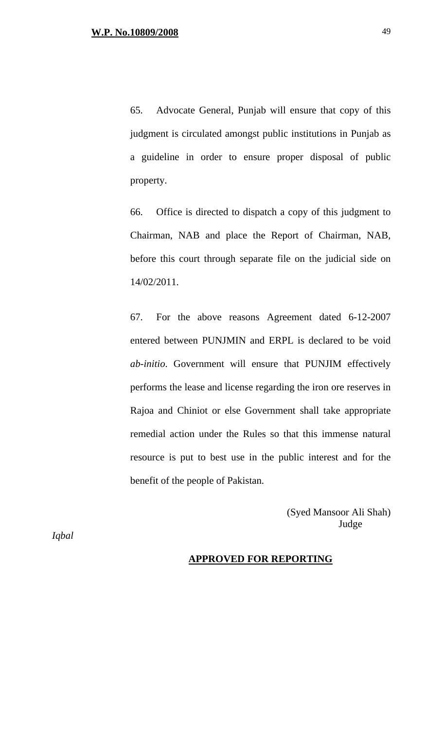65. Advocate General, Punjab will ensure that copy of this judgment is circulated amongst public institutions in Punjab as a guideline in order to ensure proper disposal of public property.

66. Office is directed to dispatch a copy of this judgment to Chairman, NAB and place the Report of Chairman, NAB, before this court through separate file on the judicial side on 14/02/2011.

67. For the above reasons Agreement dated 6-12-2007 entered between PUNJMIN and ERPL is declared to be void *ab-initio*. Government will ensure that PUNJIM effectively performs the lease and license regarding the iron ore reserves in Rajoa and Chiniot or else Government shall take appropriate remedial action under the Rules so that this immense natural resource is put to best use in the public interest and for the benefit of the people of Pakistan.

(Syed Mansoor Ali Shah)
Judge

*Iqbal*

**APPROVED FOR REPORTING**